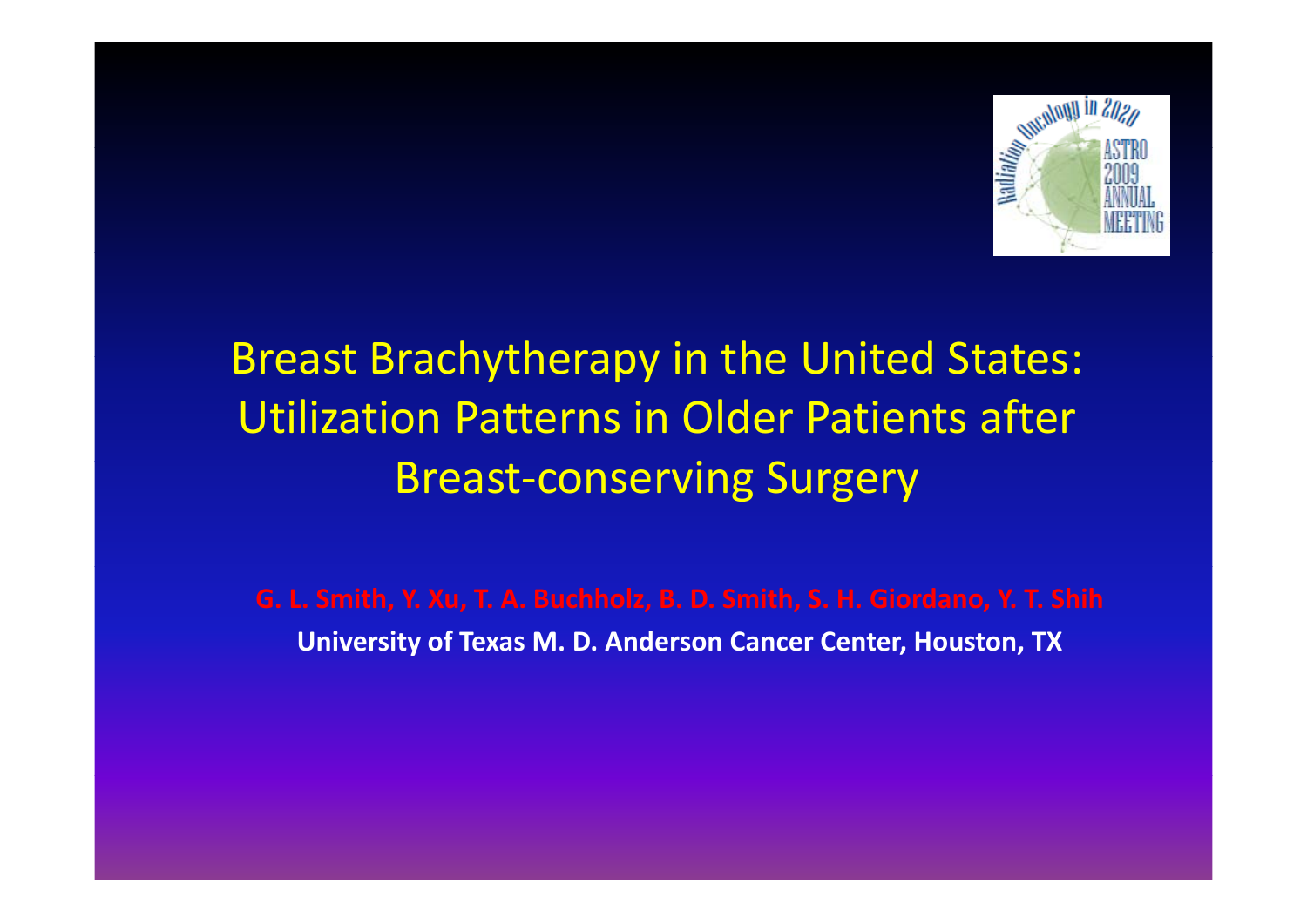# Breast Brachytherapy in the United States: Utilization Patterns in Older Patients after Breast-conserving Surgery

G. L. Smith, Y. Xu, T. A. Buchholz, B. D. Smith, S. H. Giordano, Y. T. Shih

**University of Texas M. D. Anderson Cancer Center, Houston, TX**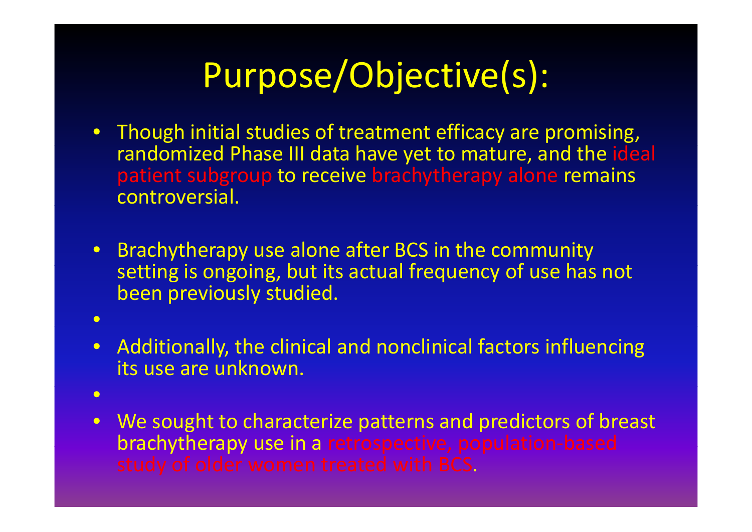# Purpose/Objective(s):

- Though initial studies of treatment efficacy are promising, randomized Phase III data have yet to mature, and the ideal patient subgroup to receive brachytherapy alone remains controversial.
- Brachytherapy use alone after BCS in the community setting is ongoing, but its actual frequency of use has not been previously studied.
- Additionally, the clinical and nonclinical factors influencing its use are unknown.
- We sought to characterize patterns and predictors of breast brachytherapy use in a retrospective, population-based study of older women treated with BCS.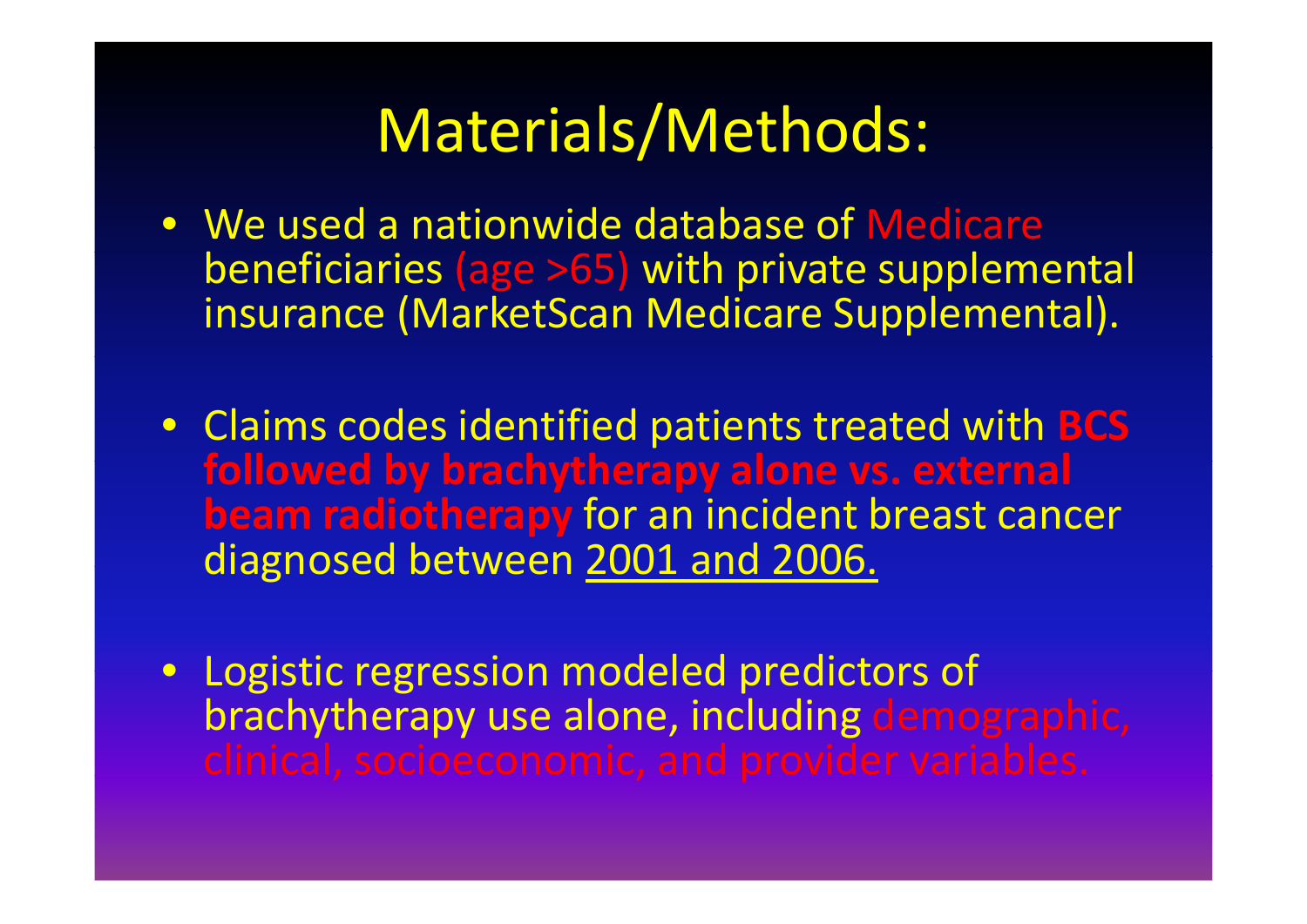# Materials/Methods:

- We used a nationwide database of Medicare beneficiaries (age >65) with private supplemental insurance (MarketScan Medicare Supplemental).
- Claims codes identified patients treated with **BCS followed by brachytherapy alone vs. external beam radiotherapy** for an incident breast cancer diagnosed between 2001 and 2006.
- Logistic regression modeled predictors of brachytherapy use alone, including demographic, clinical, socioeconomic, and provider variables.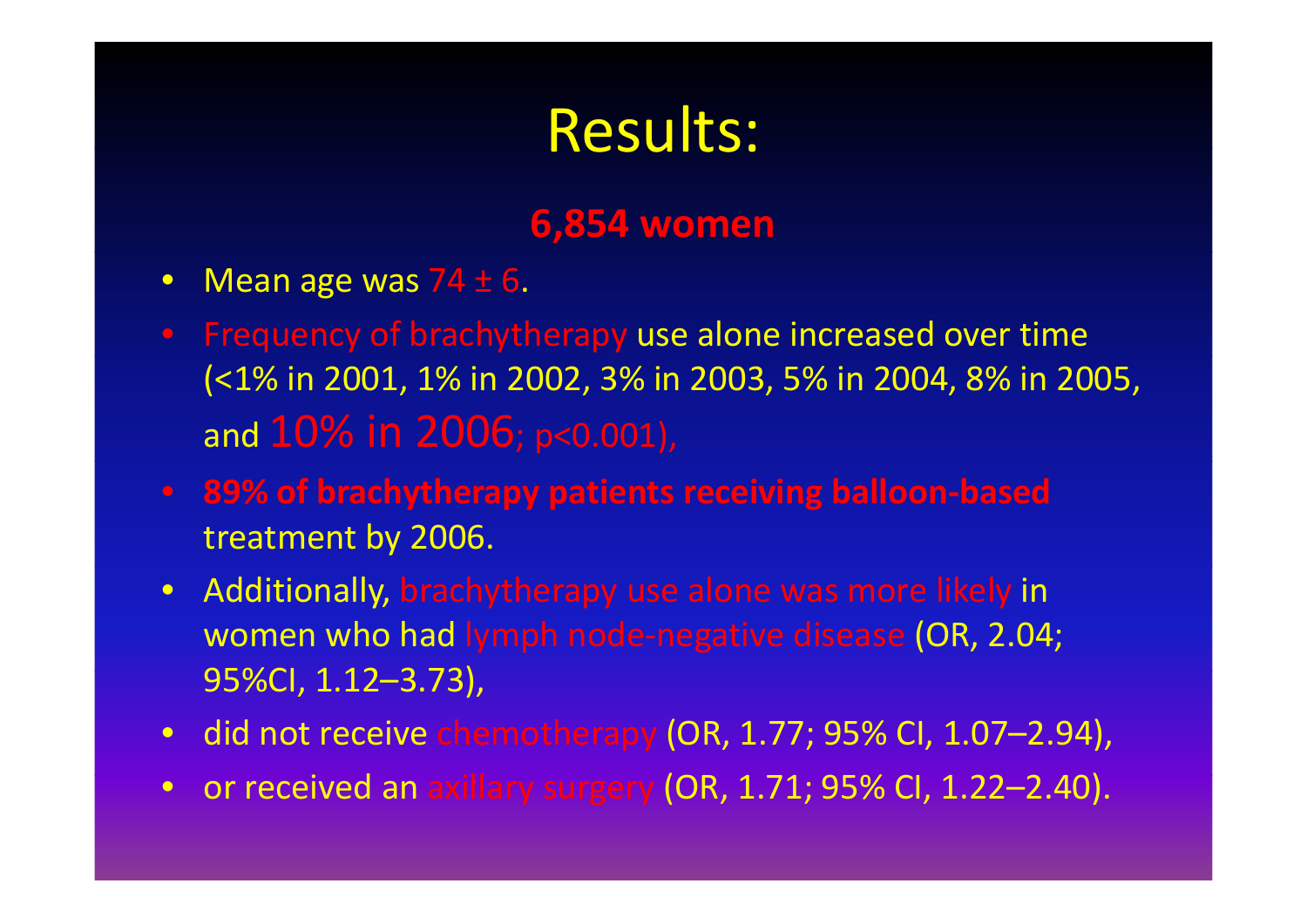# Results:

**6,854 women**

- Mean age was $74 \pm 6$.
- Frequency of brachytherapy use alone increased over time (<1% in 2001, 1% in 2002, 3% in 2003, 5% in 2004, 8% in 2005, and 10% in 2006; $p<0.001$),
- **89% of brachytherapy patients receiving balloon-based** treatment by 2006.
- Additionally, brachytherapy use alone was more likely in women who had lymph node-negative disease (OR, 2.04; 95%CI, 1.12–3.73),
- did not receive chemotherapy (OR, 1.77; 95% CI, 1.07–2.94),
- or received an axillary surgery (OR, 1.71; 95% CI, 1.22–2.40).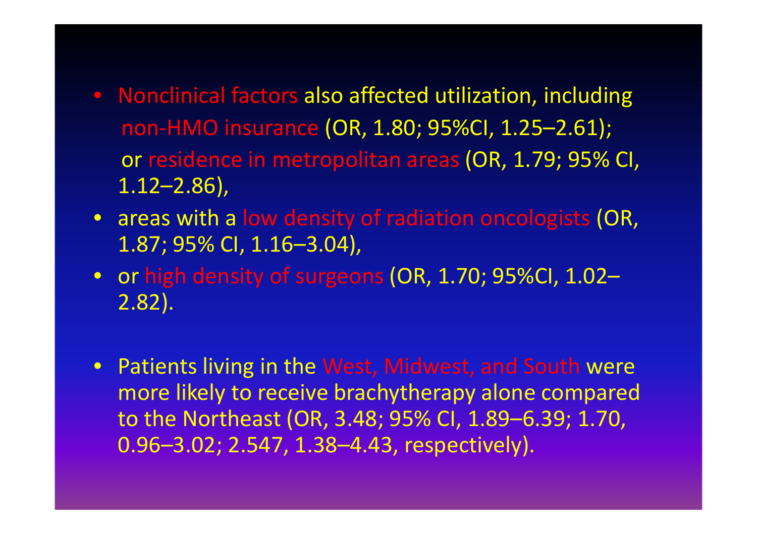- Nonclinical factors also affected utilization, including non-HMO insurance (OR, 1.80; 95%CI, 1.25–2.61); or residence in metropolitan areas (OR, 1.79; 95% CI, 1.12–2.86),
- areas with a low density of radiation oncologists (OR, 1.87; 95% CI, 1.16–3.04),
- or high density of surgeons (OR, 1.70; 95%CI, 1.02–2.82).

- Patients living in the West, Midwest, and South were more likely to receive brachytherapy alone compared to the Northeast (OR, 3.48; 95% CI, 1.89–6.39; 1.70, 0.96–3.02; 2.547, 1.38–4.43, respectively).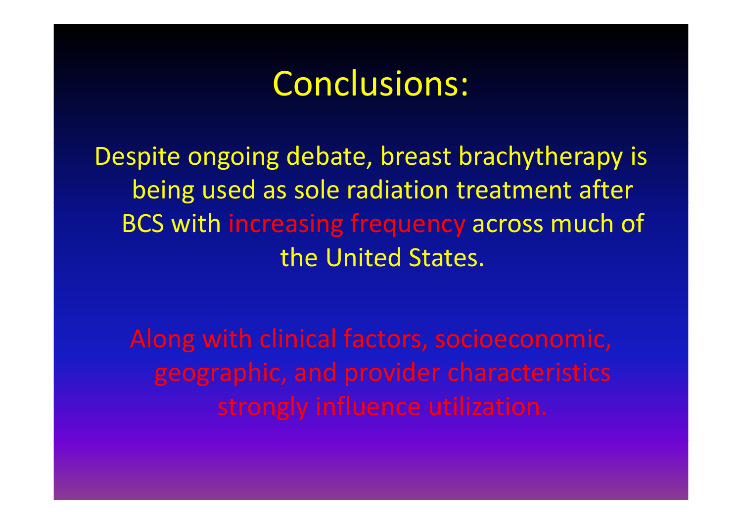# Conclusions:

Despite ongoing debate, breast brachytherapy is being used as sole radiation treatment after BCS with increasing frequency across much of the United States.

Along with clinical factors, socioeconomic, geographic, and provider characteristics strongly influence utilization.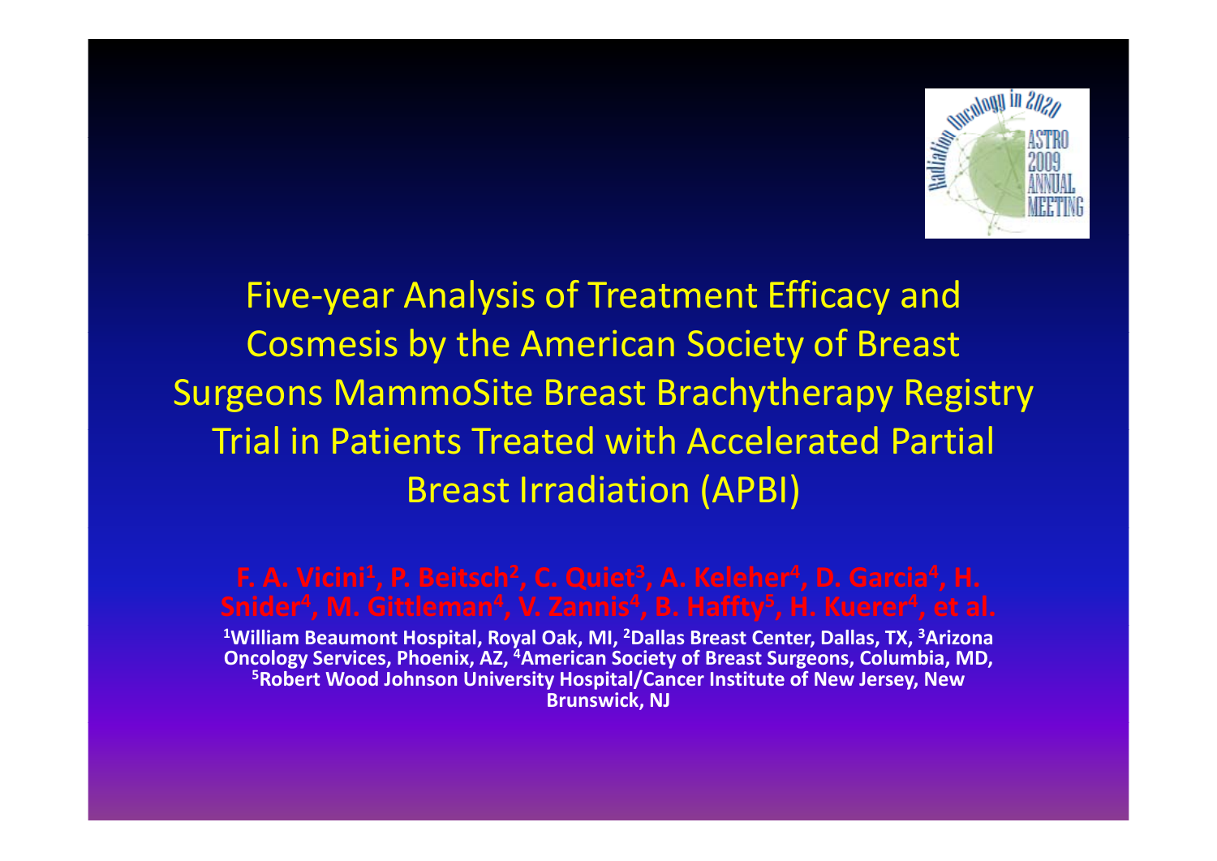# Five-year Analysis of Treatment Efficacy and Cosmesis by the American Society of Breast Surgeons MammoSite Breast Brachytherapy Registry Trial in Patients Treated with Accelerated Partial Breast Irradiation (APBI)

**F. A. Vicini[1], P. Beitsch[2], C. Quiet[3], A. Keleher[4], D. Garcia[4], H. Snider[4], M. Gittleman[4], V. Zannis[4], B. Haffty[5], H. Kuerer[4], et al.**

**[1]William Beaumont Hospital, Royal Oak, MI, [2]Dallas Breast Center, Dallas, TX, [3]Arizona Oncology Services, Phoenix, AZ, [4]American Society of Breast Surgeons, Columbia, MD, [5]Robert Wood Johnson University Hospital/Cancer Institute of New Jersey, New Brunswick, NJ**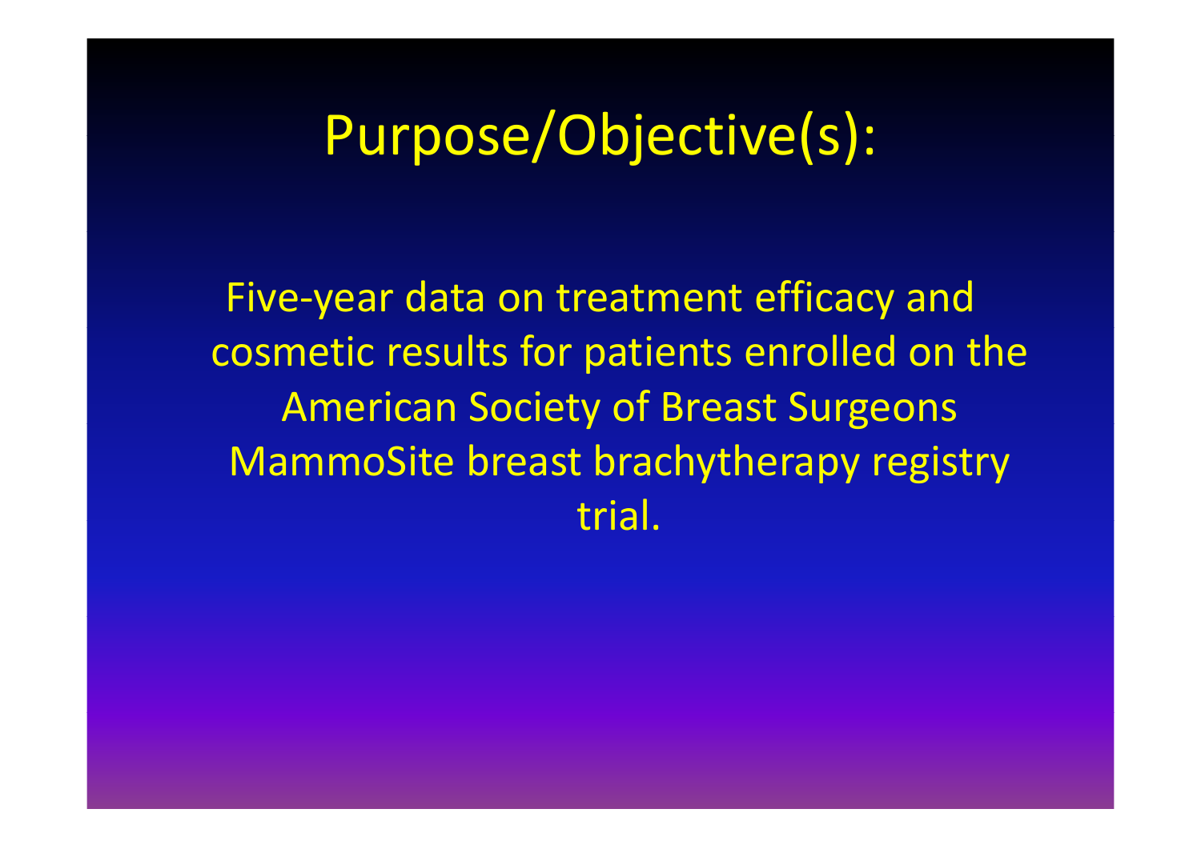# Purpose/Objective(s):

Five-year data on treatment efficacy and cosmetic results for patients enrolled on the American Society of Breast Surgeons MammoSite breast brachytherapy registry trial.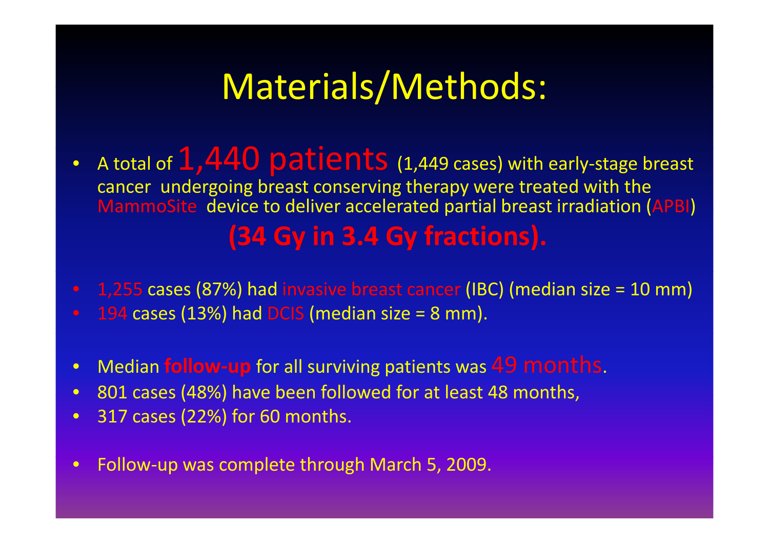# Materials/Methods:

- A total of **1,440 patients** (1,449 cases) with early-stage breast cancer undergoing breast conserving therapy were treated with the MammoSite device to deliver accelerated partial breast irradiation (APBI) **(34 Gy in 3.4 Gy fractions).**

- 1,255 cases (87%) had invasive breast cancer (IBC) (median size = 10 mm)
- 194 cases (13%) had DCIS (median size = 8 mm).

- Median **follow-up** for all surviving patients was 49 months.
- 801 cases (48%) have been followed for at least 48 months,
- 317 cases (22%) for 60 months.

- Follow-up was complete through March 5, 2009.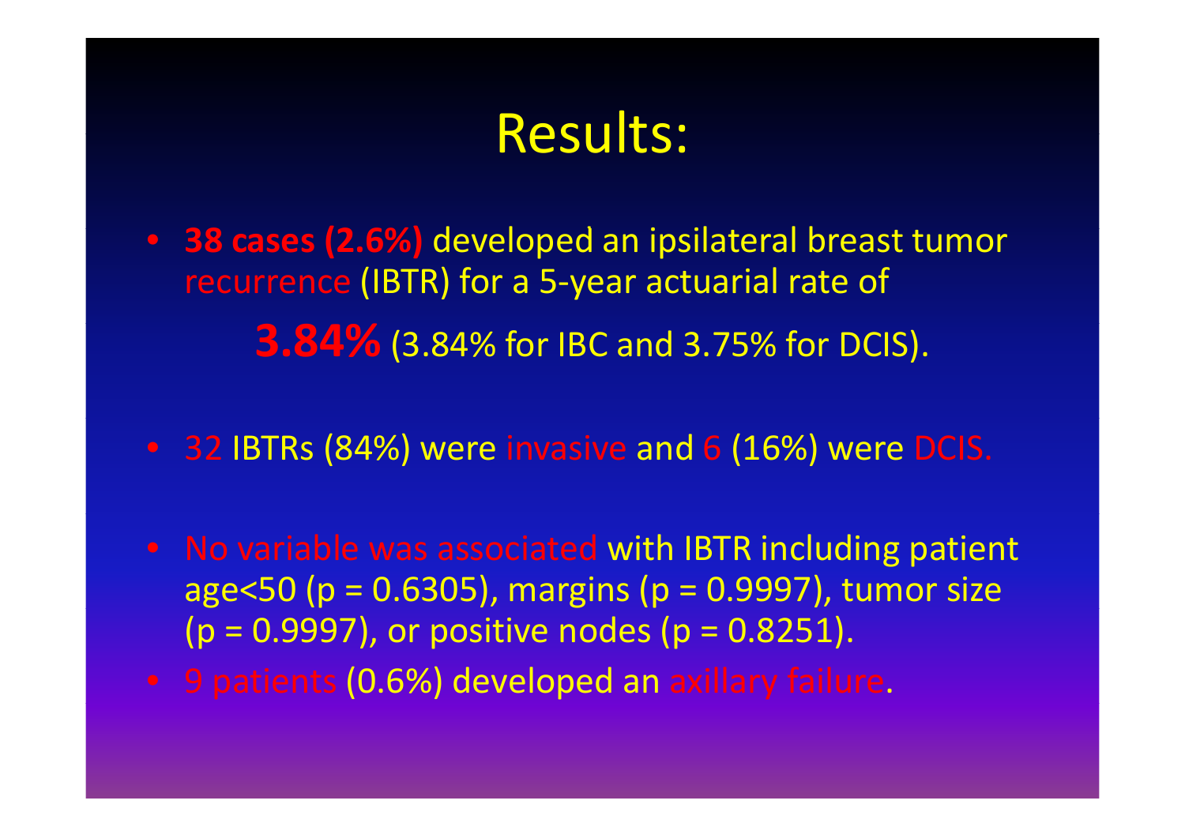# Results:

- **38 cases (2.6%)** developed an ipsilateral breast tumor recurrence (IBTR) for a 5-year actuarial rate of

  **3.84%** (3.84% for IBC and 3.75% for DCIS).

- 32 IBTRs (84%) were invasive and 6 (16%) were DCIS.

- No variable was associated with IBTR including patient age<50 ($p = 0.6305$), margins ($p = 0.9997$), tumor size ($p = 0.9997$), or positive nodes ($p = 0.8251$).
- 9 patients (0.6%) developed an axillary failure.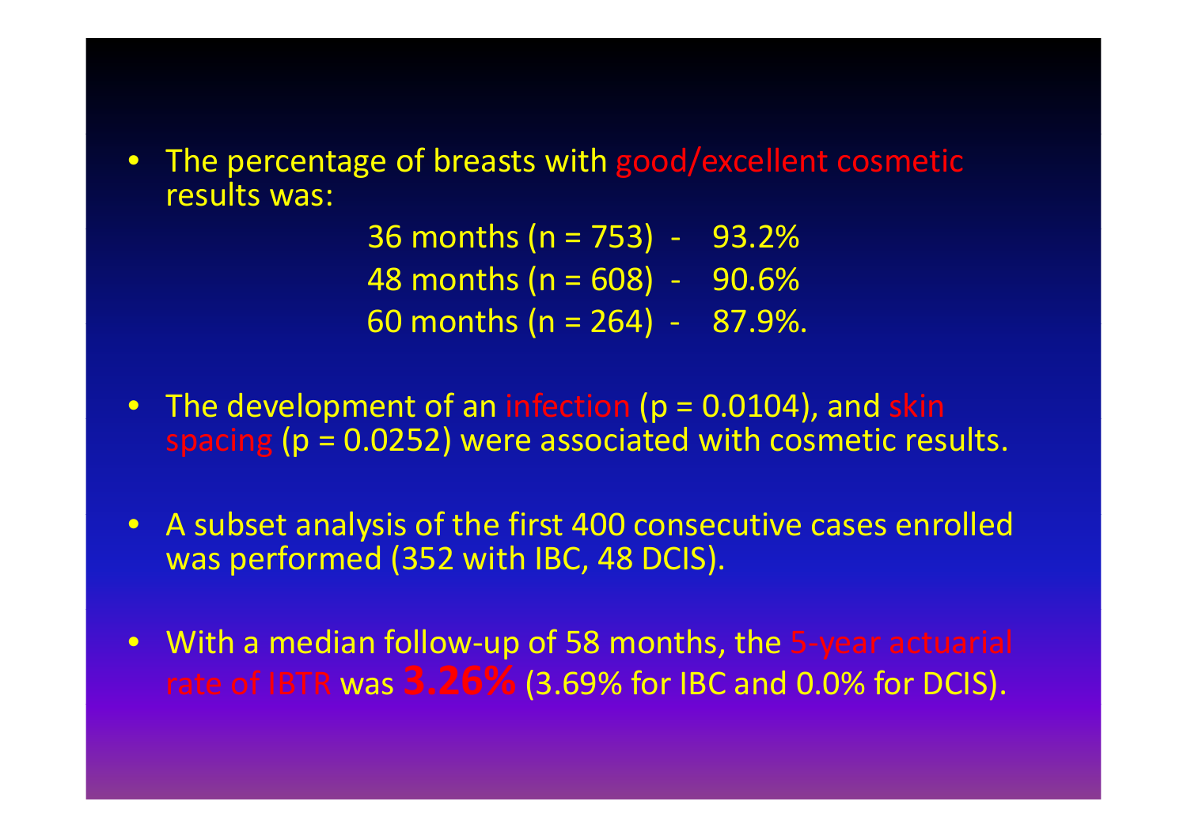- The percentage of breasts with good/excellent cosmetic results was:

  36 months (n = 753) - 93.2%
  48 months (n = 608) - 90.6%
  60 months (n = 264) - 87.9%.

- The development of an infection ($p = 0.0104$), and skin spacing ($p = 0.0252$) were associated with cosmetic results.

- A subset analysis of the first 400 consecutive cases enrolled was performed (352 with IBC, 48 DCIS).

- With a median follow-up of 58 months, the 5-year actuarial rate of IBTR was **3.26%** (3.69% for IBC and 0.0% for DCIS).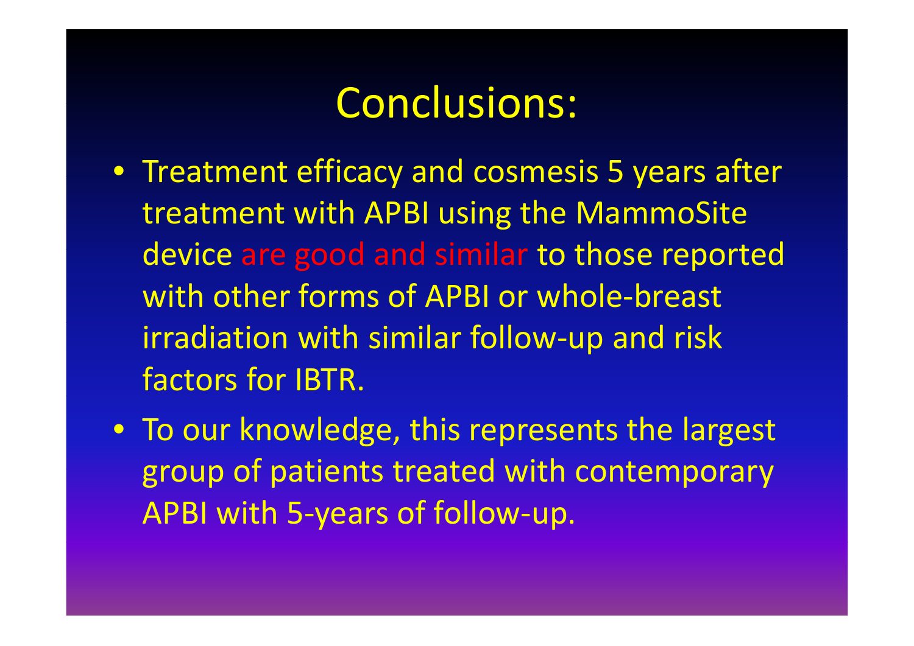# Conclusions:

- Treatment efficacy and cosmesis 5 years after treatment with APBI using the MammoSite device are good and similar to those reported with other forms of APBI or whole-breast irradiation with similar follow-up and risk factors for IBTR.
- To our knowledge, this represents the largest group of patients treated with contemporary APBI with 5-years of follow-up.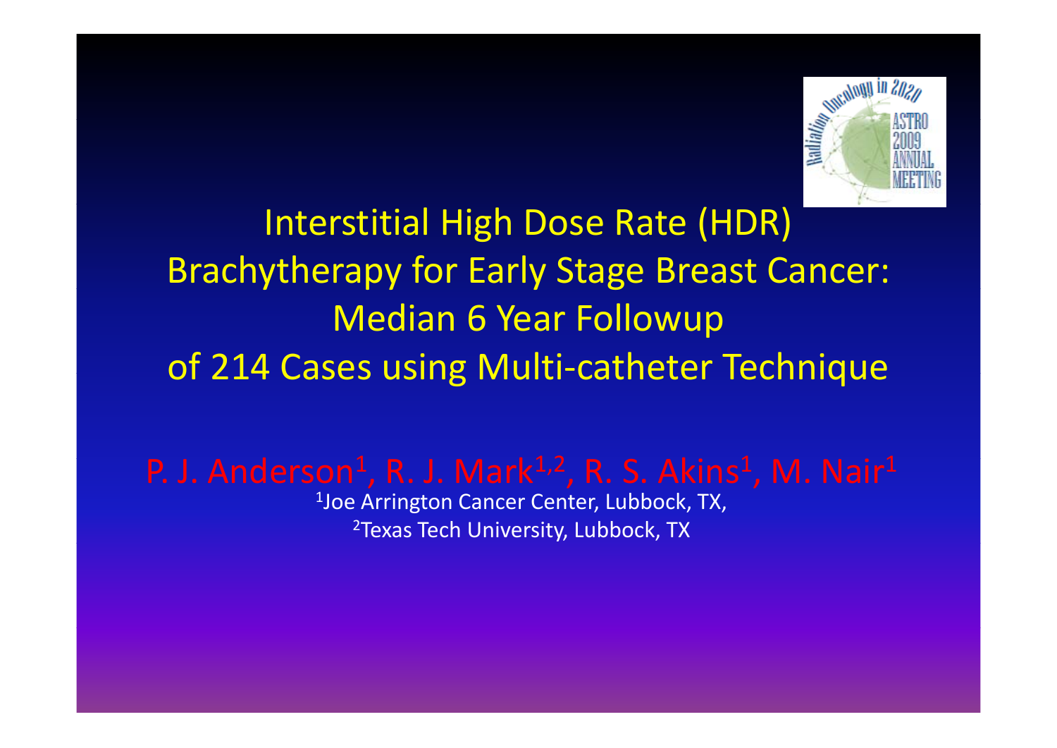# Interstitial High Dose Rate (HDR) Brachytherapy for Early Stage Breast Cancer: Median 6 Year Followup of 214 Cases using Multi-catheter Technique

P. J. Anderson[1], R. J. Mark[1,2], R. S. Akins[1], M. Nair[1]

[1]Joe Arrington Cancer Center, Lubbock, TX,
[2]Texas Tech University, Lubbock, TX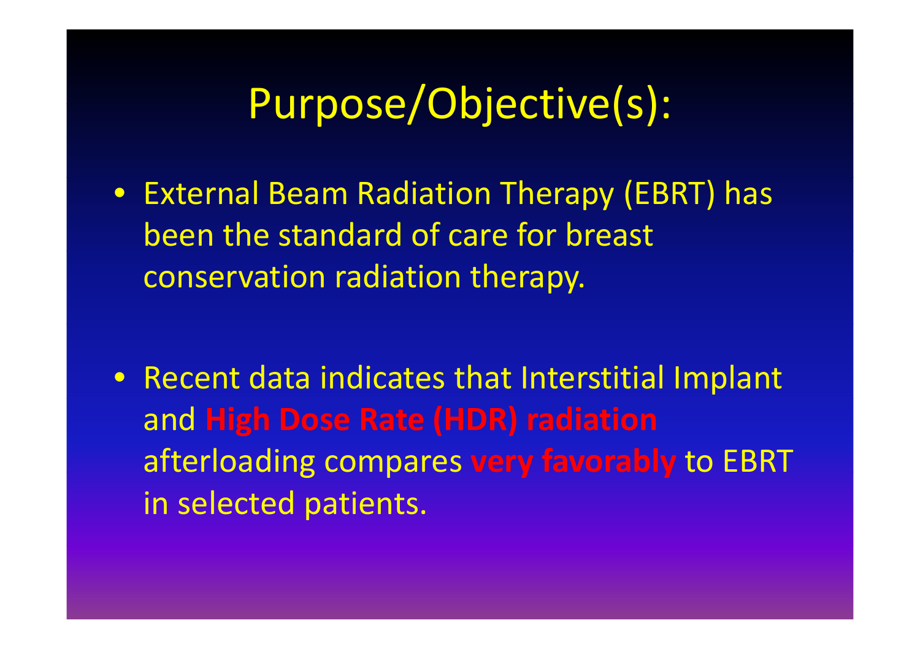# Purpose/Objective(s):

- External Beam Radiation Therapy (EBRT) has been the standard of care for breast conservation radiation therapy.
- Recent data indicates that Interstitial Implant and **High Dose Rate (HDR) radiation** afterloading compares **very favorably** to EBRT in selected patients.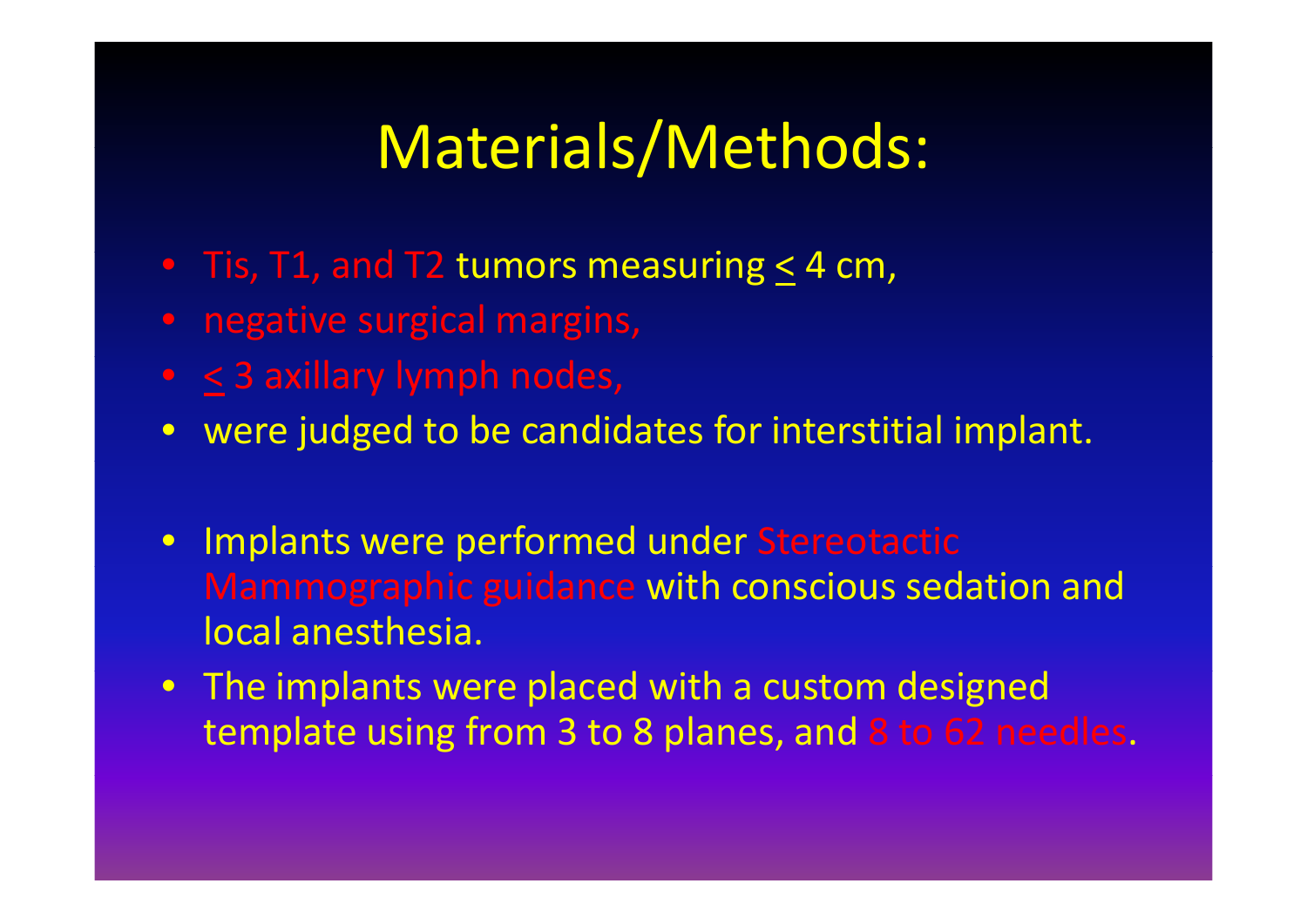# Materials/Methods:

- Tis, T1, and T2 tumors measuring ≤ 4 cm,
- negative surgical margins,
- ≤ 3 axillary lymph nodes,
- were judged to be candidates for interstitial implant.

- Implants were performed under Stereotactic Mammographic guidance with conscious sedation and local anesthesia.
- The implants were placed with a custom designed template using from 3 to 8 planes, and 8 to 62 needles.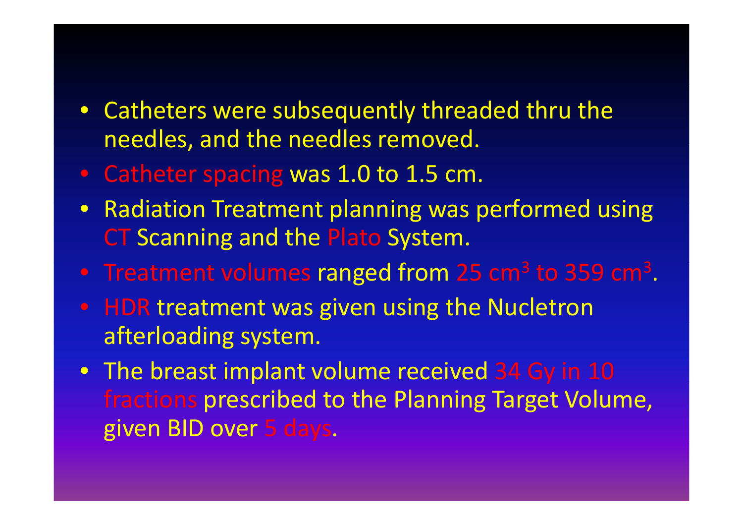- Catheters were subsequently threaded thru the needles, and the needles removed.
- Catheter spacing was 1.0 to 1.5 cm.
- Radiation Treatment planning was performed using CT Scanning and the Plato System.
- Treatment volumes ranged from 25 $cm^3$ to 359 $cm^3$.
- HDR treatment was given using the Nucletron afterloading system.
- The breast implant volume received 34 Gy in 10 fractions prescribed to the Planning Target Volume, given BID over 5 days.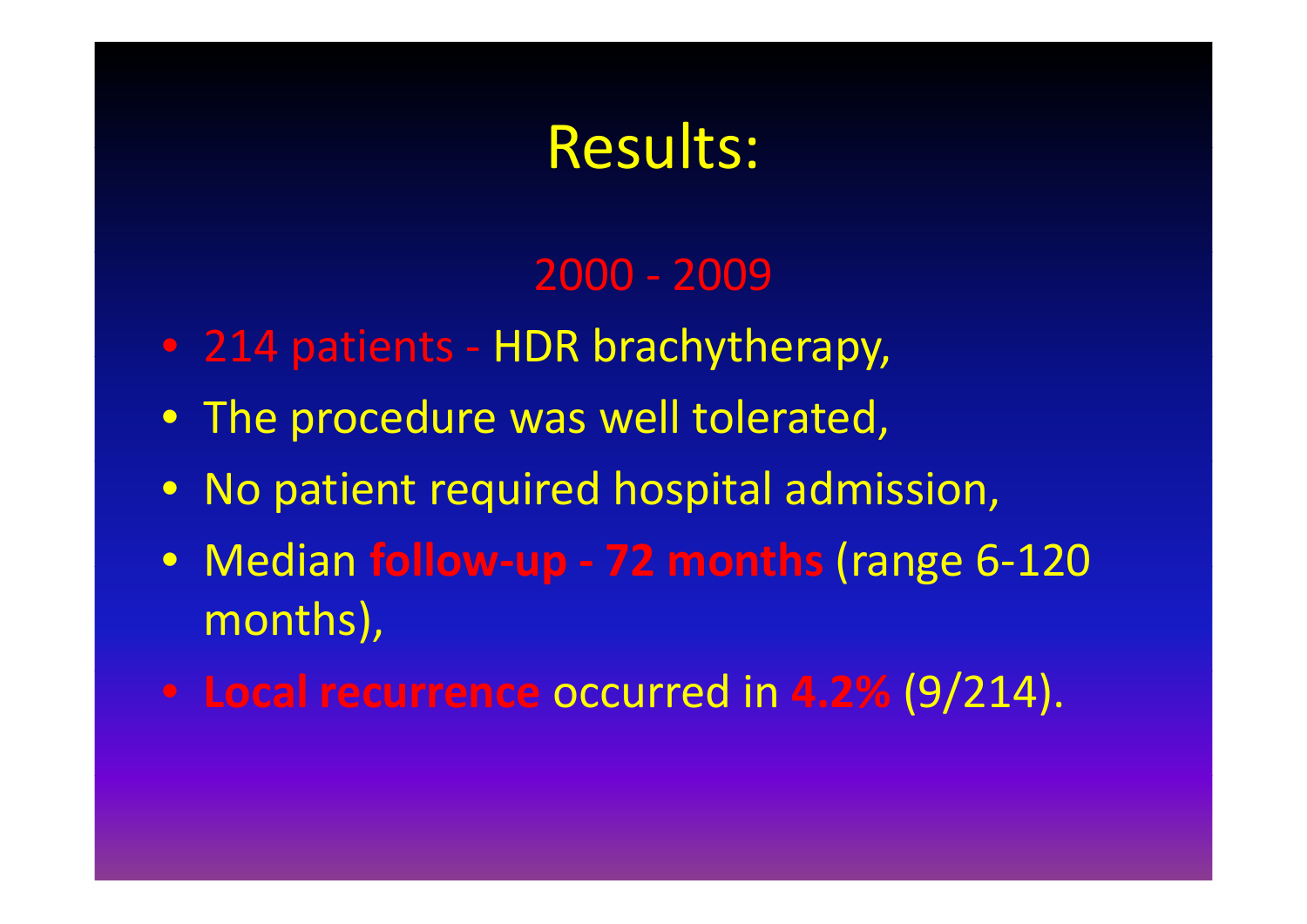# Results:

2000 - 2009

- 214 patients - HDR brachytherapy,
- The procedure was well tolerated,
- No patient required hospital admission,
- Median **follow-up - 72 months** (range 6-120 months),
- **Local recurrence** occurred in **4.2%** (9/214).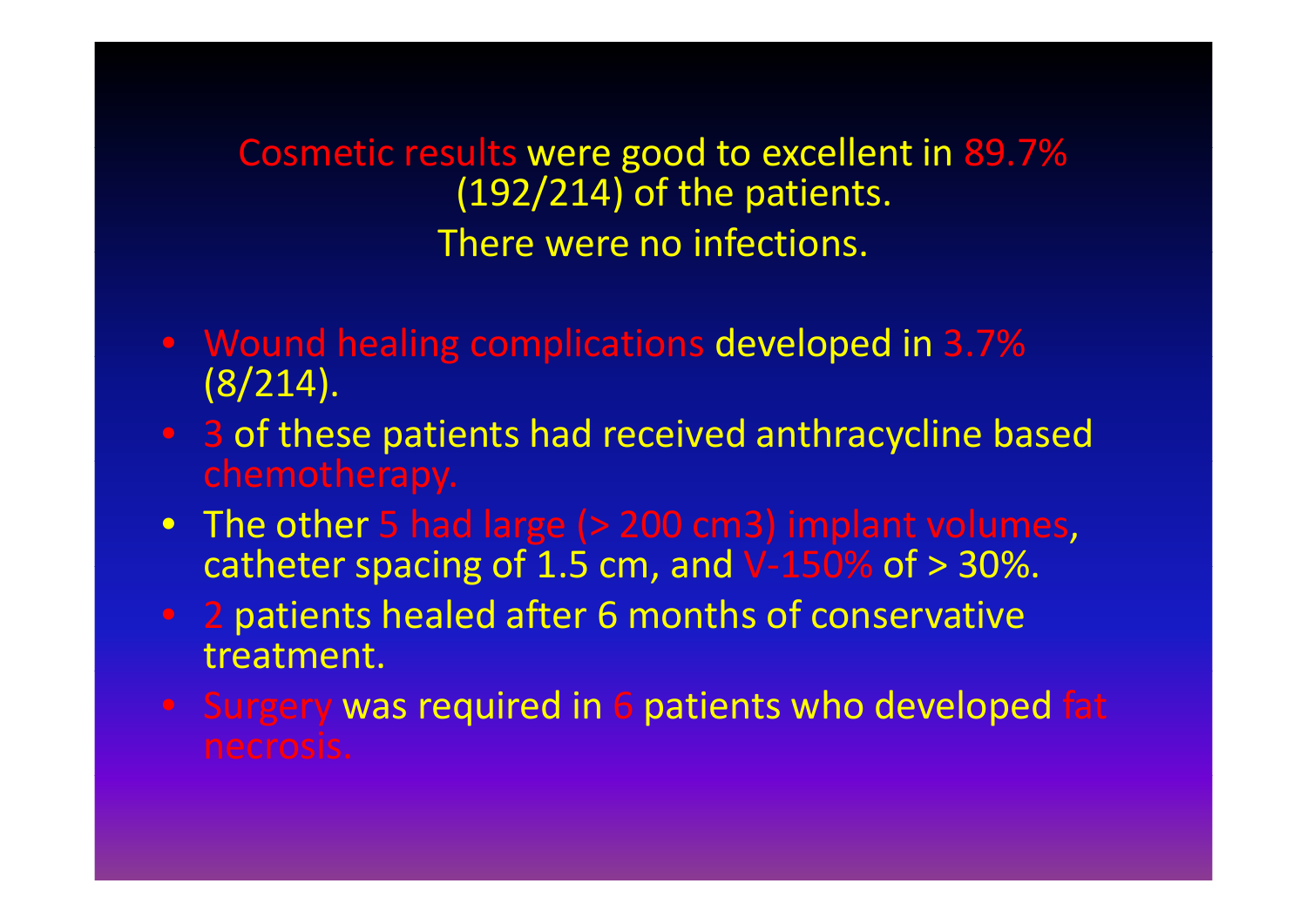Cosmetic results were good to excellent in 89.7% (192/214) of the patients.

There were no infections.

- Wound healing complications developed in 3.7% (8/214).
- 3 of these patients had received anthracycline based chemotherapy.
- The other 5 had large (> 200 cm3) implant volumes, catheter spacing of 1.5 cm, and V-150% of > 30%.
- 2 patients healed after 6 months of conservative treatment.
- Surgery was required in 6 patients who developed fat necrosis.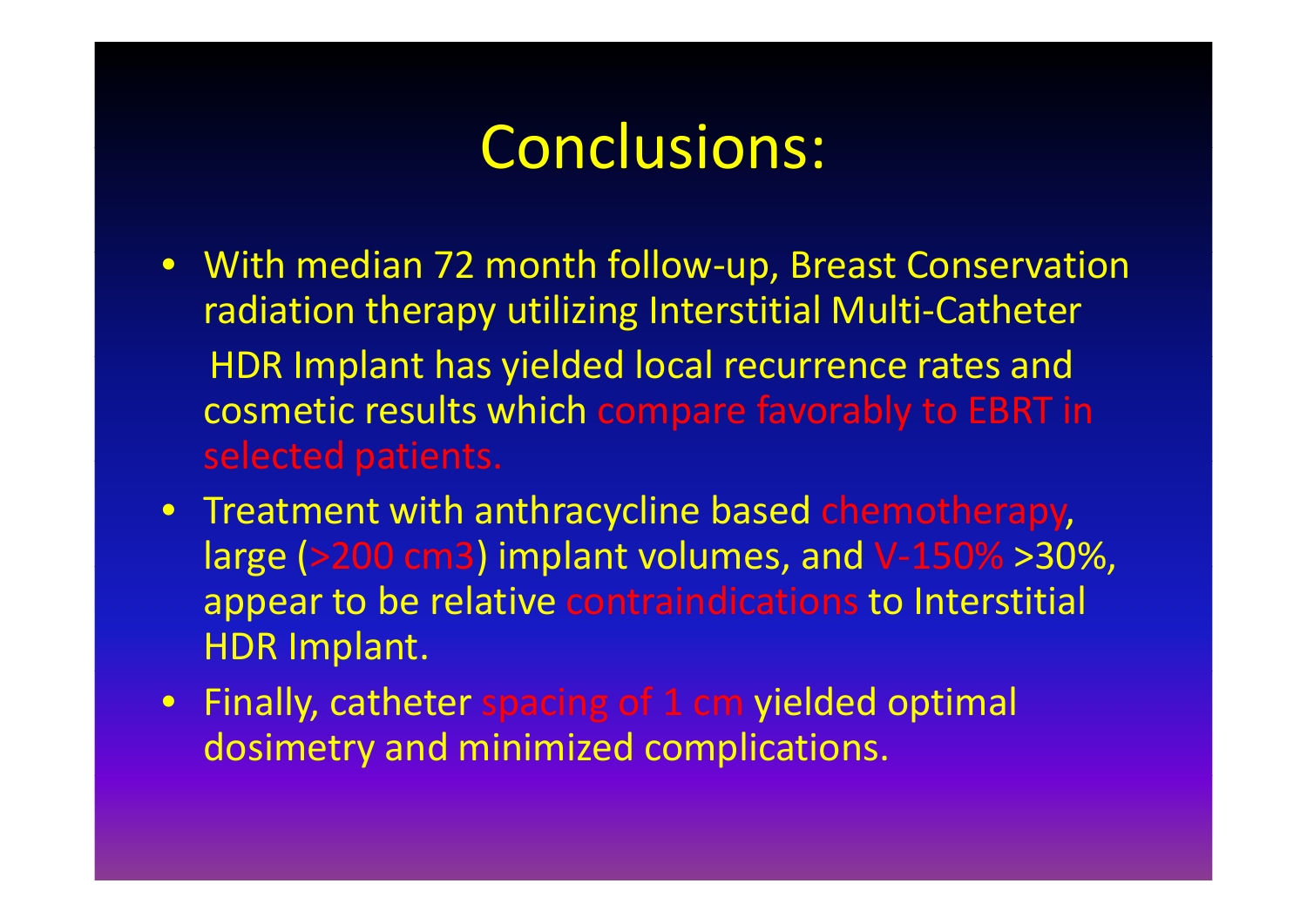# Conclusions:

- With median 72 month follow-up, Breast Conservation radiation therapy utilizing Interstitial Multi-Catheter HDR Implant has yielded local recurrence rates and cosmetic results which compare favorably to EBRT in selected patients.
- Treatment with anthracycline based chemotherapy, large (>200 cm3) implant volumes, and V-150% >30%, appear to be relative contraindications to Interstitial HDR Implant.
- Finally, catheter spacing of 1 cm yielded optimal dosimetry and minimized complications.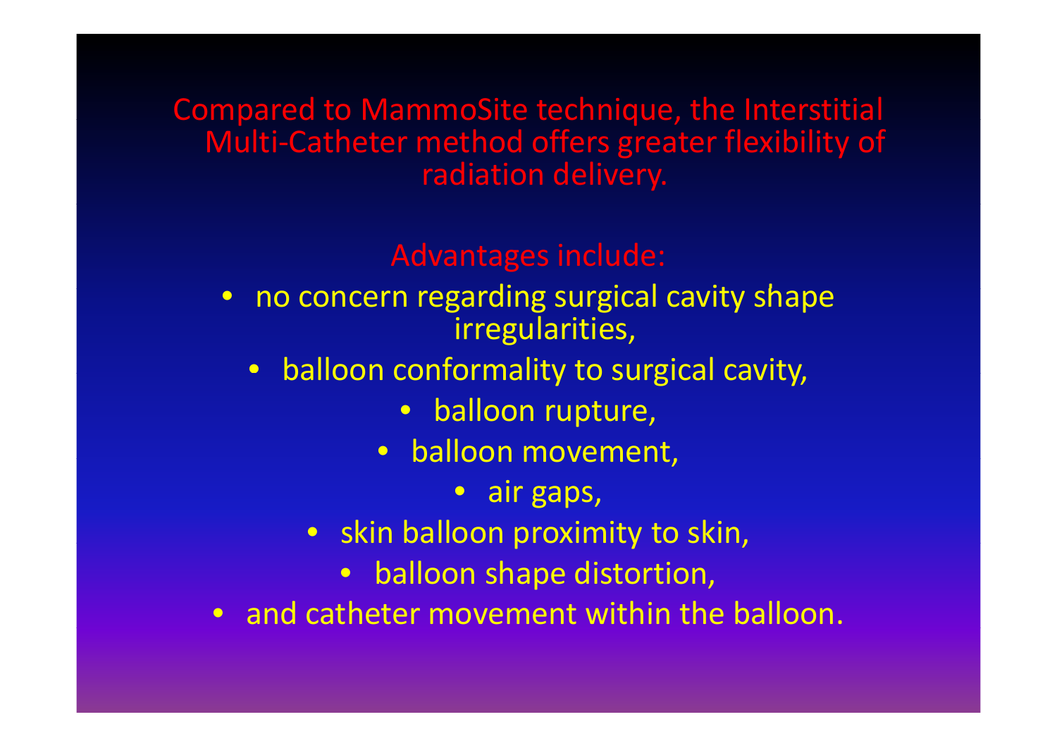Compared to MammoSite technique, the Interstitial Multi-Catheter method offers greater flexibility of radiation delivery.

Advantages include:

- no concern regarding surgical cavity shape irregularities,
- balloon conformality to surgical cavity,
- balloon rupture,
- balloon movement,
- air gaps,
- skin balloon proximity to skin,
- balloon shape distortion,
- and catheter movement within the balloon.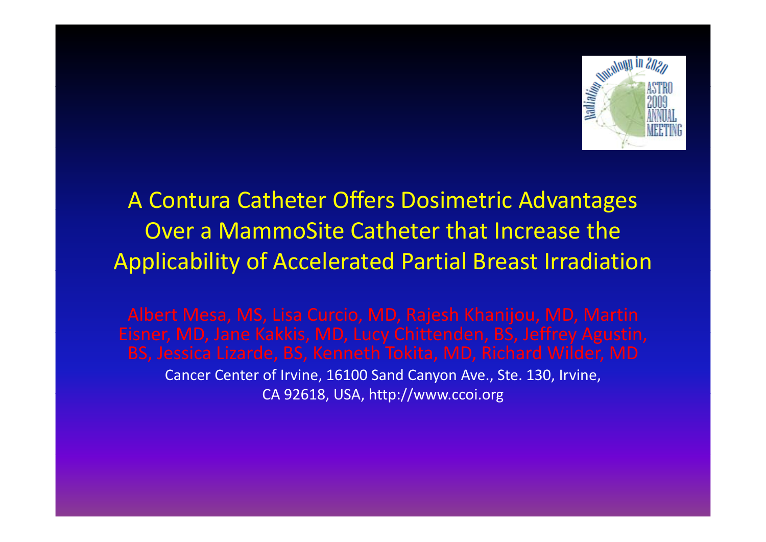# A Contura Catheter Offers Dosimetric Advantages Over a MammoSite Catheter that Increase the Applicability of Accelerated Partial Breast Irradiation

Albert Mesa, MS, Lisa Curcio, MD, Rajesh Khanijou, MD, Martin Eisner, MD, Jane Kakkis, MD, Lucy Chittenden, BS, Jeffrey Agustin, BS, Jessica Lizarde, BS, Kenneth Tokita, MD, Richard Wilder, MD

Cancer Center of Irvine, 16100 Sand Canyon Ave., Ste. 130, Irvine, CA 92618, USA, http://www.ccoi.org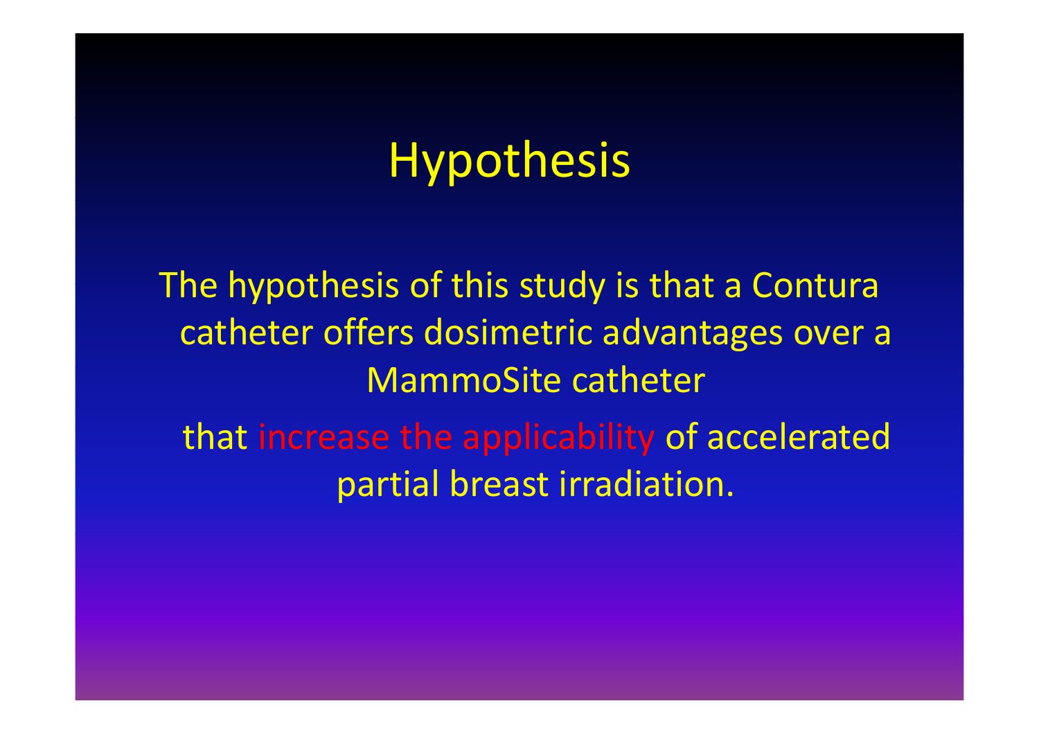# Hypothesis

The hypothesis of this study is that a Contura catheter offers dosimetric advantages over a MammoSite catheter

that increase the applicability of accelerated partial breast irradiation.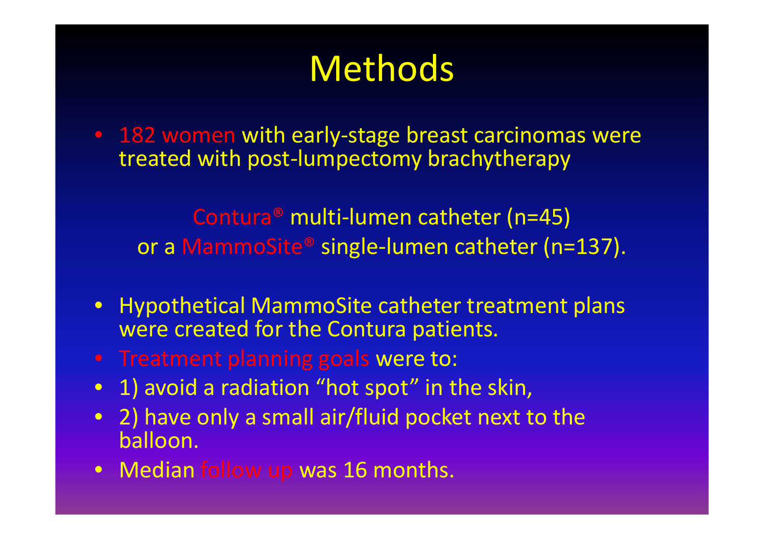# Methods

- 182 women with early-stage breast carcinomas were treated with post-lumpectomy brachytherapy

Contura® multi-lumen catheter (n=45)
or a MammoSite® single-lumen catheter (n=137).

- Hypothetical MammoSite catheter treatment plans were created for the Contura patients.
- Treatment planning goals were to:
- 1) avoid a radiation "hot spot" in the skin,
- 2) have only a small air/fluid pocket next to the balloon.
- Median follow up was 16 months.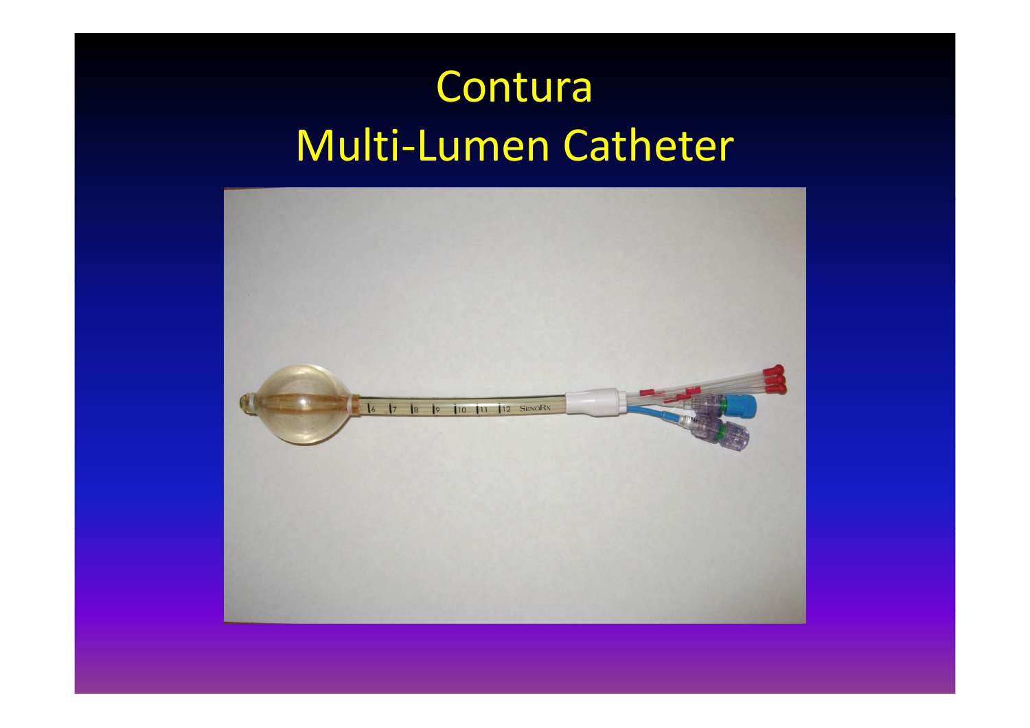# Contura Multi-Lumen Catheter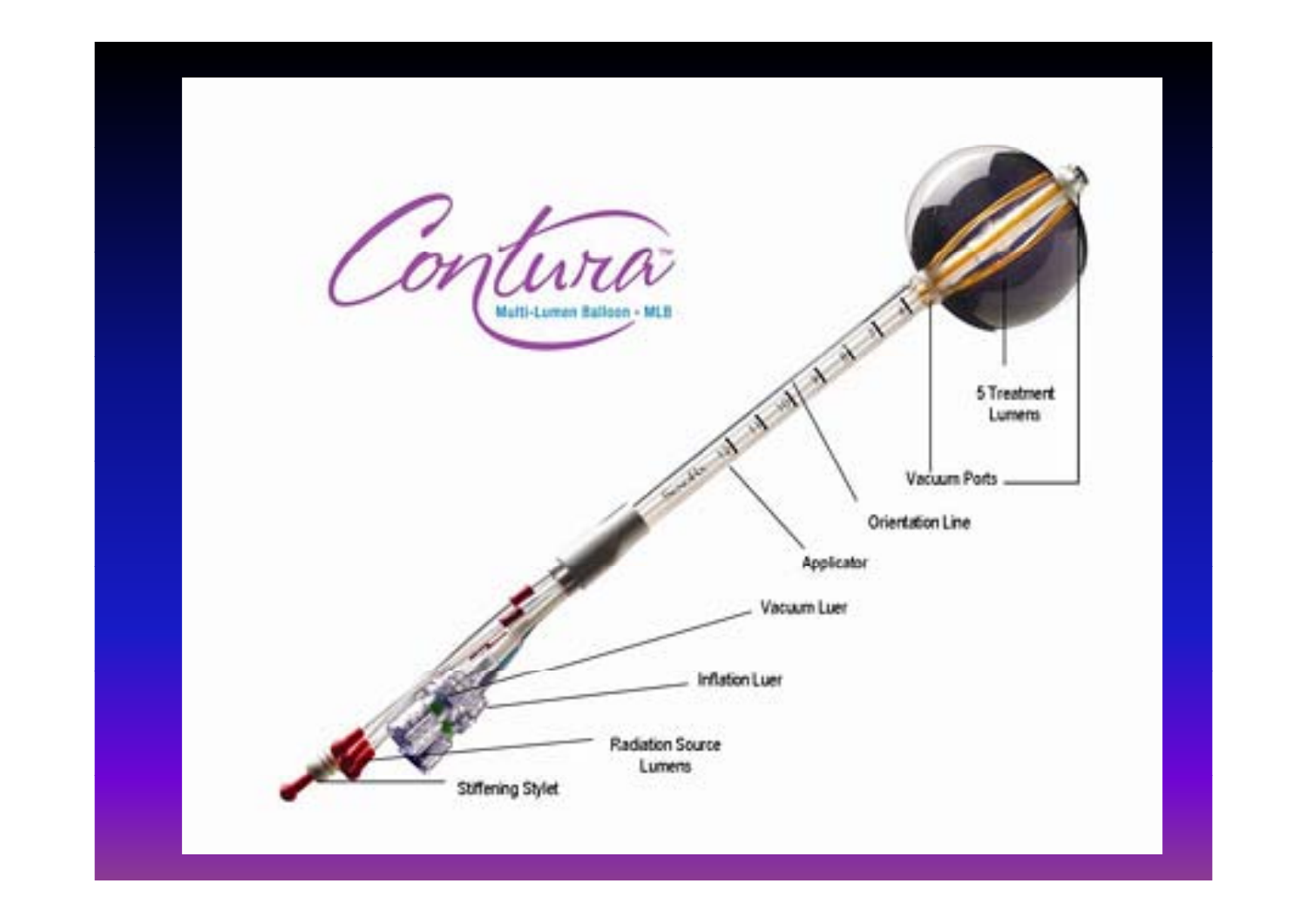Contura

Multi-Lumen Balloon - MLB

5 Treatment Lumens

Vacuum Ports

Orientation Line

Applicator

Vacuum Luer

Inflation Luer

Radiation Source Lumens

Stiffening Stylet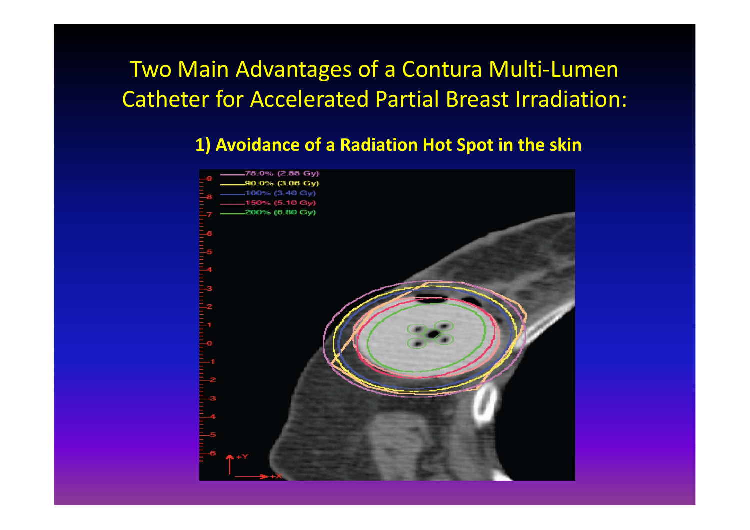# Two Main Advantages of a Contura Multi-Lumen Catheter for Accelerated Partial Breast Irradiation:

**1) Avoidance of a Radiation Hot Spot in the skin**

75.0% (2.55 Gy)
90.0% (3.06 Gy)
100% (3.40 Gy)
150% (5.10 Gy)
200% (6.80 Gy)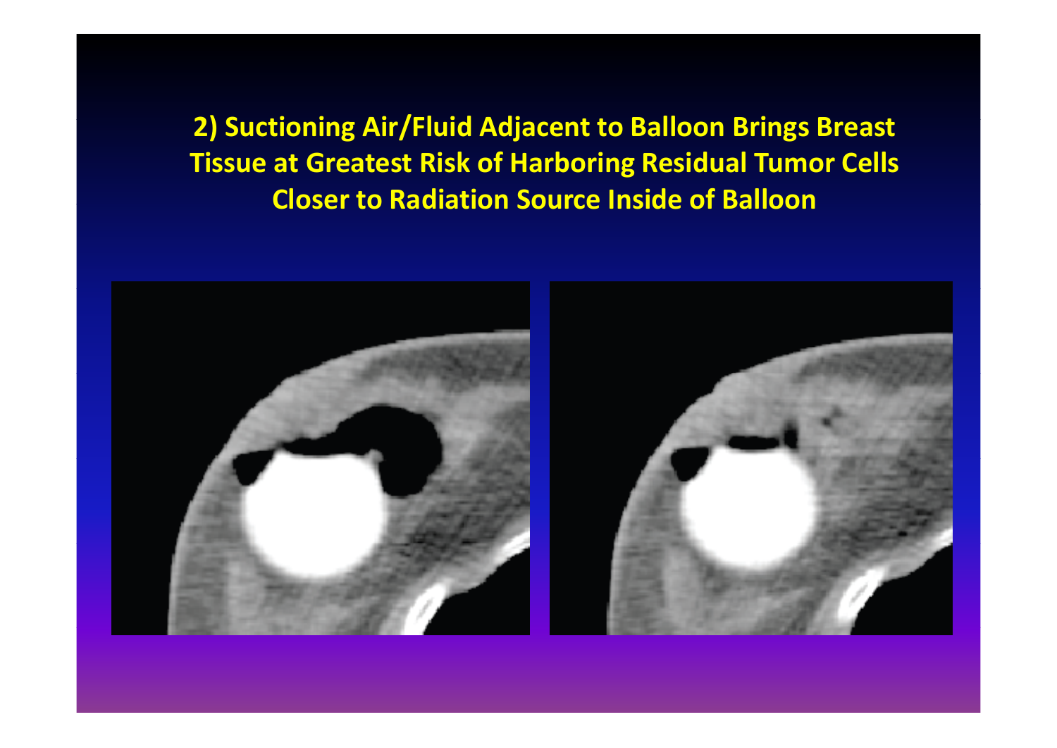## 2) Suctioning Air/Fluid Adjacent to Balloon Brings Breast Tissue at Greatest Risk of Harboring Residual Tumor Cells Closer to Radiation Source Inside of Balloon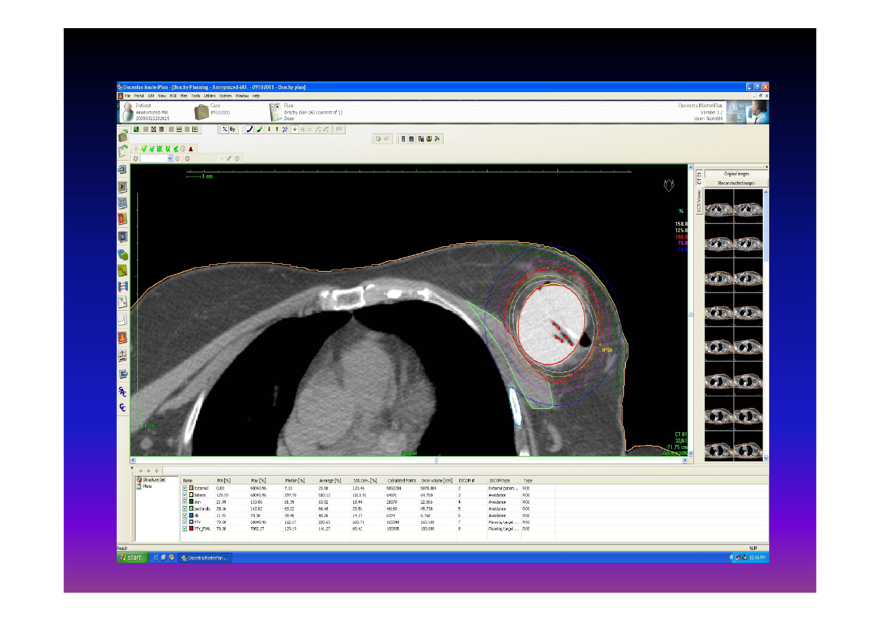Oncentra MasterPlan - [Brachy Planning - Anonymized-MU. - 09102001 - Brachy plan]

| Name | Min [%] | Max [%] | Median [%] | Average [%] | Std. Dev. [%] | Calculated Points | Dose volume [ccm] | DICOM # | DICOM type | Type |
|---|---|---|---|---|---|---|---|---|---|---|
| External | 0.00 | 6040.96 | 7.33 | 20.58 | 120.46 | 5892284 | 5878.884 | 2 | External patien... | ROI |
| Baloon | 129.19 | 6040.96 | 297.78 | 510.12 | 1013.91 | 64871 | 64.700 | 3 | Avoidance | ROI |
| skin | 21.99 | 110.86 | 61.39 | 63.02 | 18.44 | 21879 | 22.016 | 4 | Avoidance | ROI |
| pectoralis | 20.16 | 142.02 | 63.22 | 66.48 | 23.51 | 46169 | 45.738 | 5 | Avoidance | ROI |
| rib | 11.91 | 73.30 | 39.40 | 40.26 | 14.17 | 6724 | 6.768 | 6 | Avoidance | ROI |
| PTV | 79.90 | 6040.96 | 182.17 | 285.65 | 680.71 | 165540 | 165.100 | 7 | Planning target... | ROI |
| PTV_EVAL | 73.30 | 7052.27 | 129.19 | 141.27 | 60.42 | 100395 | 100.089 | 8 | Planning target... | ROI |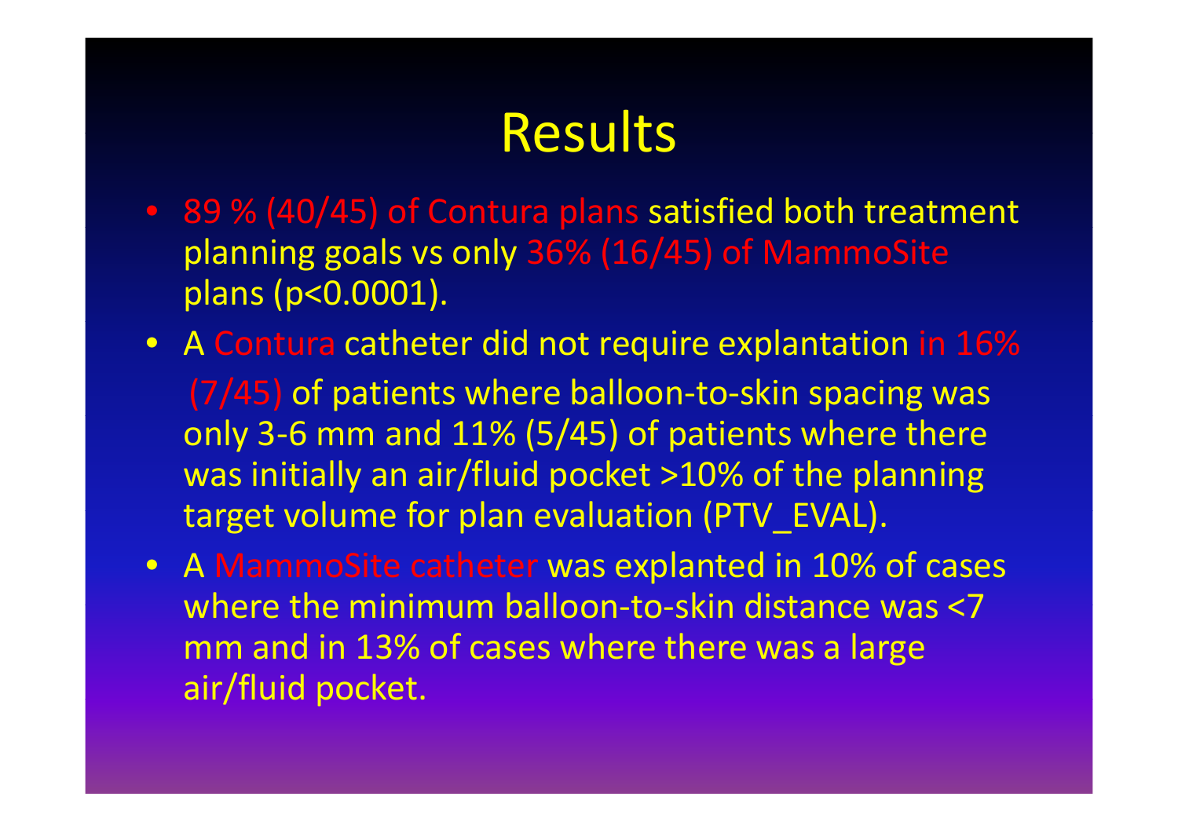# Results

- 89 % (40/45) of Contura plans satisfied both treatment planning goals vs only 36% (16/45) of MammoSite plans ($p<0.0001$).
- A Contura catheter did not require explantation in 16% (7/45) of patients where balloon-to-skin spacing was only 3-6 mm and 11% (5/45) of patients where there was initially an air/fluid pocket >10% of the planning target volume for plan evaluation (PTV_EVAL).
- A MammoSite catheter was explanted in 10% of cases where the minimum balloon-to-skin distance was <7 mm and in 13% of cases where there was a large air/fluid pocket.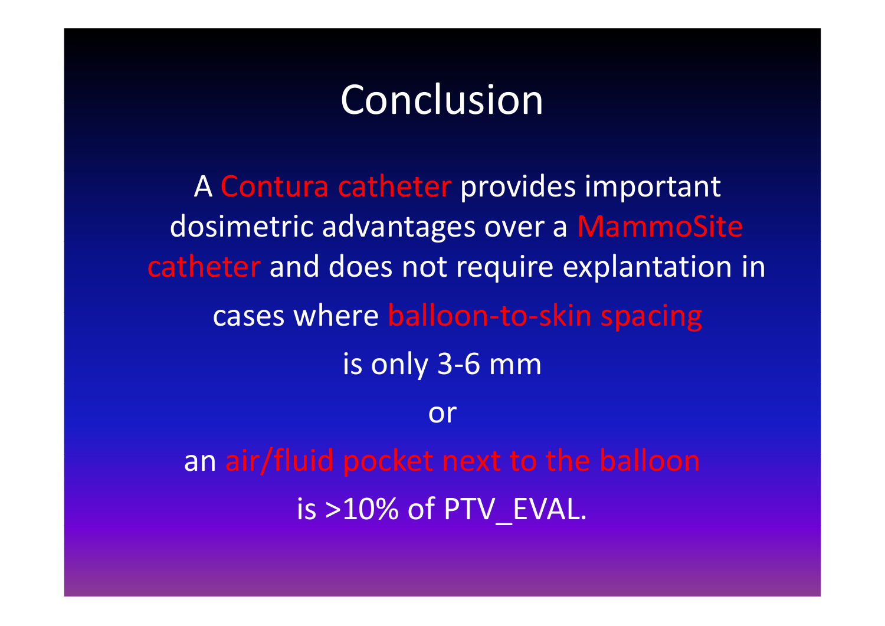# Conclusion

A Contura catheter provides important dosimetric advantages over a MammoSite catheter and does not require explantation in cases where balloon-to-skin spacing is only 3-6 mm

or

an air/fluid pocket next to the balloon is >10% of PTV_EVAL.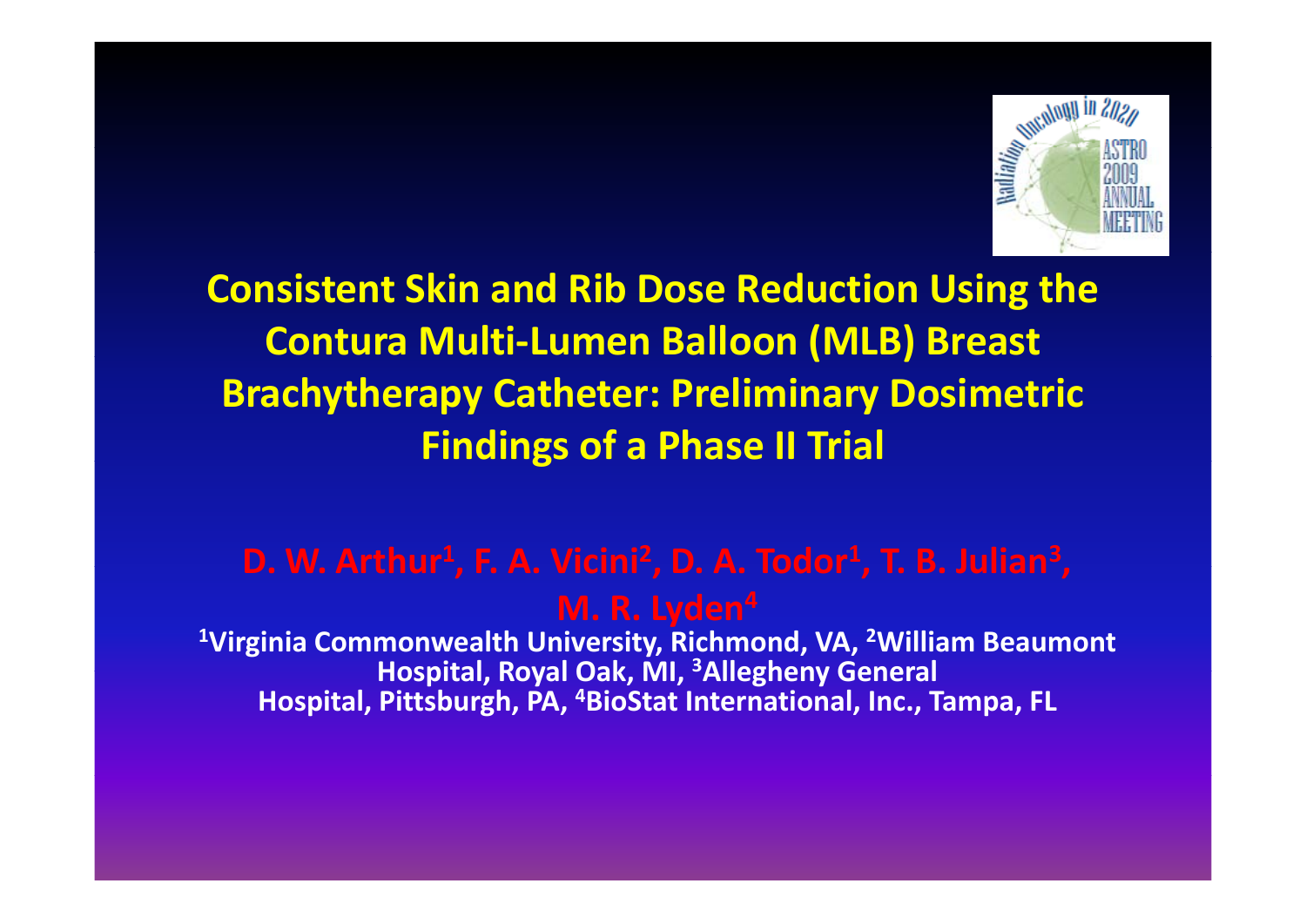# Consistent Skin and Rib Dose Reduction Using the Contura Multi-Lumen Balloon (MLB) Breast Brachytherapy Catheter: Preliminary Dosimetric Findings of a Phase II Trial

**D. W. Arthur[1], F. A. Vicini[2], D. A. Todor[1], T. B. Julian[3], M. R. Lyden[4]**

**[1]Virginia Commonwealth University, Richmond, VA, [2]William Beaumont Hospital, Royal Oak, MI, [3]Allegheny General Hospital, Pittsburgh, PA, [4]BioStat International, Inc., Tampa, FL**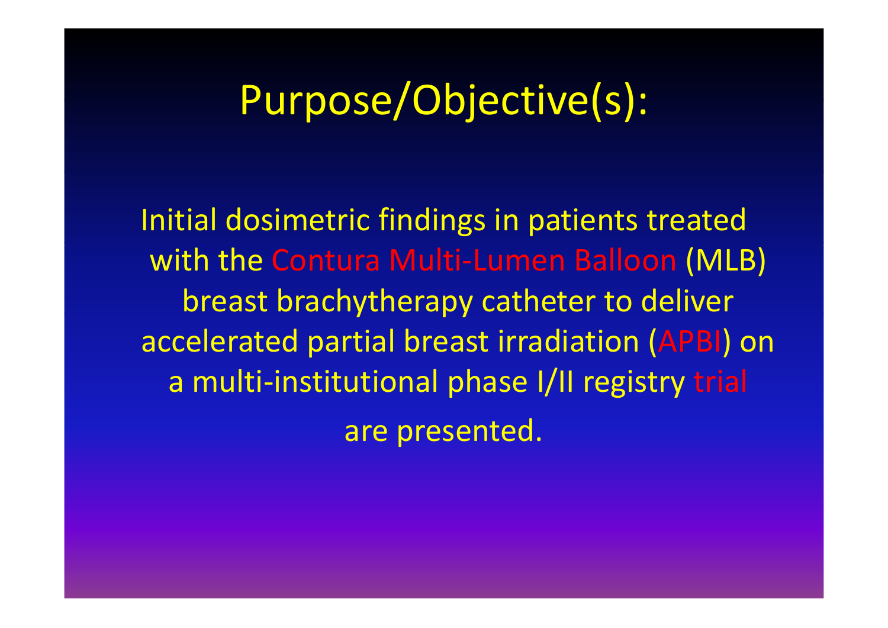# Purpose/Objective(s):

Initial dosimetric findings in patients treated with the Contura Multi-Lumen Balloon (MLB) breast brachytherapy catheter to deliver accelerated partial breast irradiation (APBI) on a multi-institutional phase I/II registry trial are presented.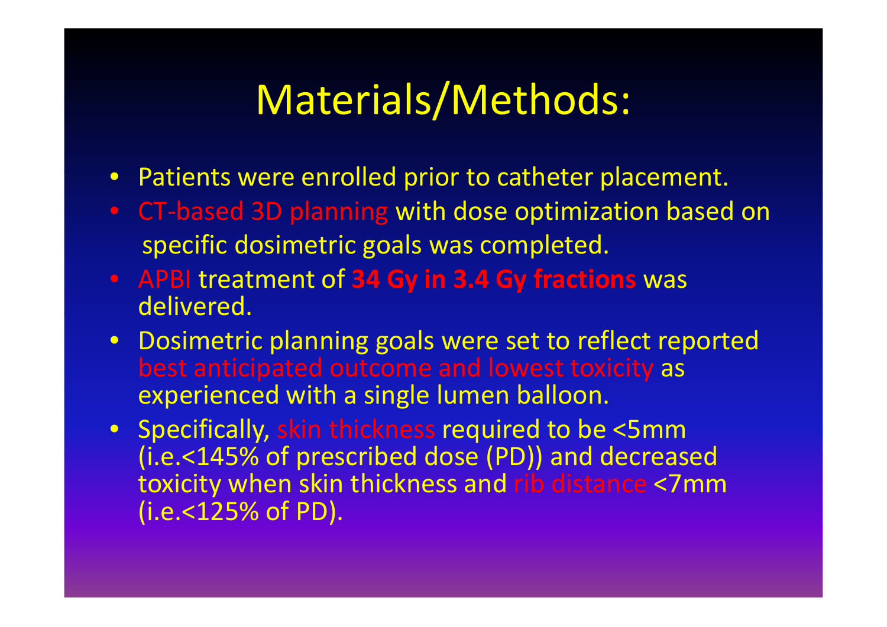# Materials/Methods:

- Patients were enrolled prior to catheter placement.
- CT-based 3D planning with dose optimization based on specific dosimetric goals was completed.
- APBI treatment of **34 Gy in 3.4 Gy fractions** was delivered.
- Dosimetric planning goals were set to reflect reported best anticipated outcome and lowest toxicity as experienced with a single lumen balloon.
- Specifically, skin thickness required to be <5mm (i.e.<145% of prescribed dose (PD)) and decreased toxicity when skin thickness and rib distance <7mm (i.e.<125% of PD).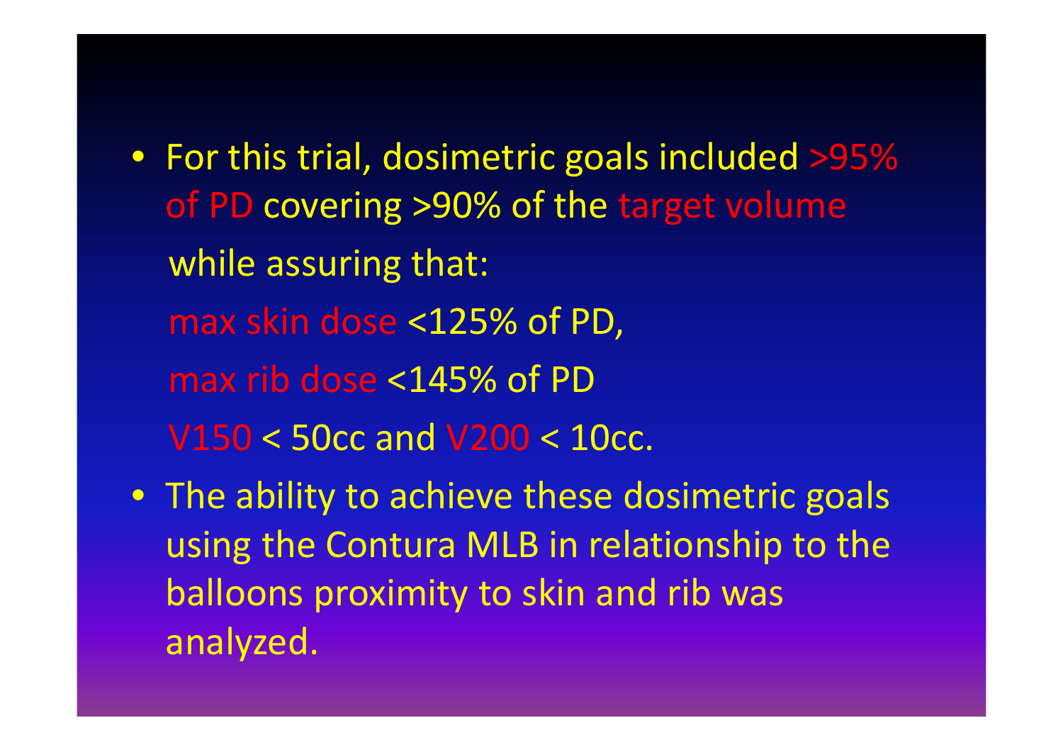- For this trial, dosimetric goals included >95% of PD covering >90% of the target volume

  while assuring that:

  max skin dose <125% of PD,

  max rib dose <145% of PD

  V150 < 50cc and V200 < 10cc.

- The ability to achieve these dosimetric goals using the Contura MLB in relationship to the balloons proximity to skin and rib was analyzed.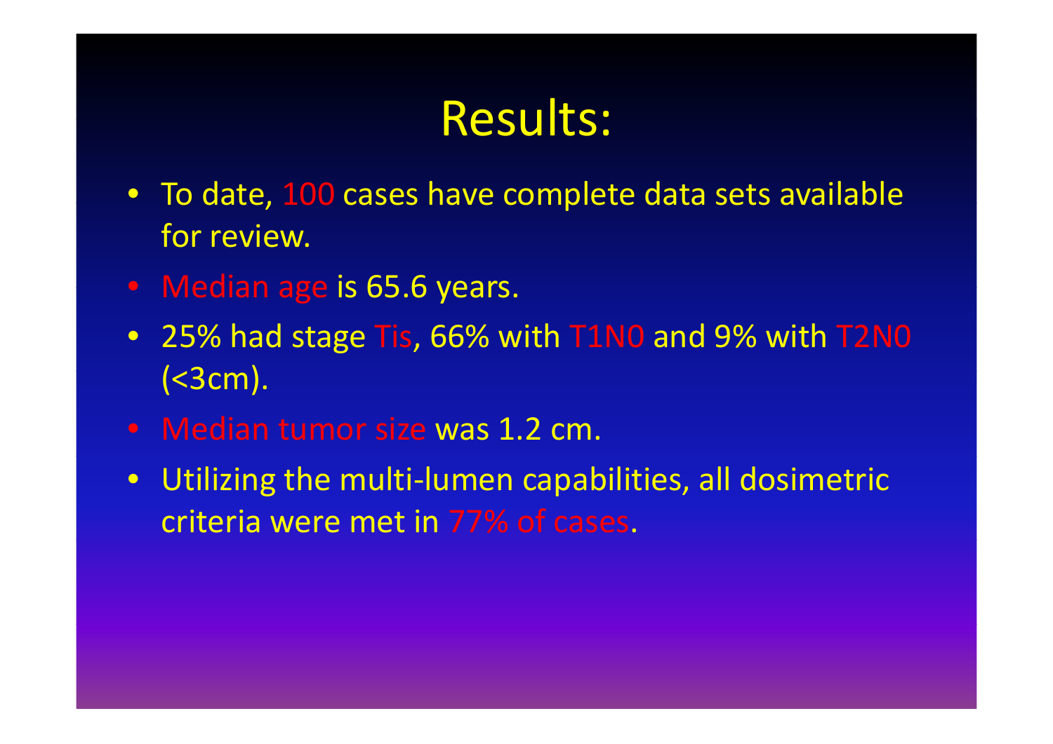# Results:

- To date, 100 cases have complete data sets available for review.
- Median age is 65.6 years.
- 25% had stage Tis, 66% with T1N0 and 9% with T2N0 (<3cm).
- Median tumor size was 1.2 cm.
- Utilizing the multi-lumen capabilities, all dosimetric criteria were met in 77% of cases.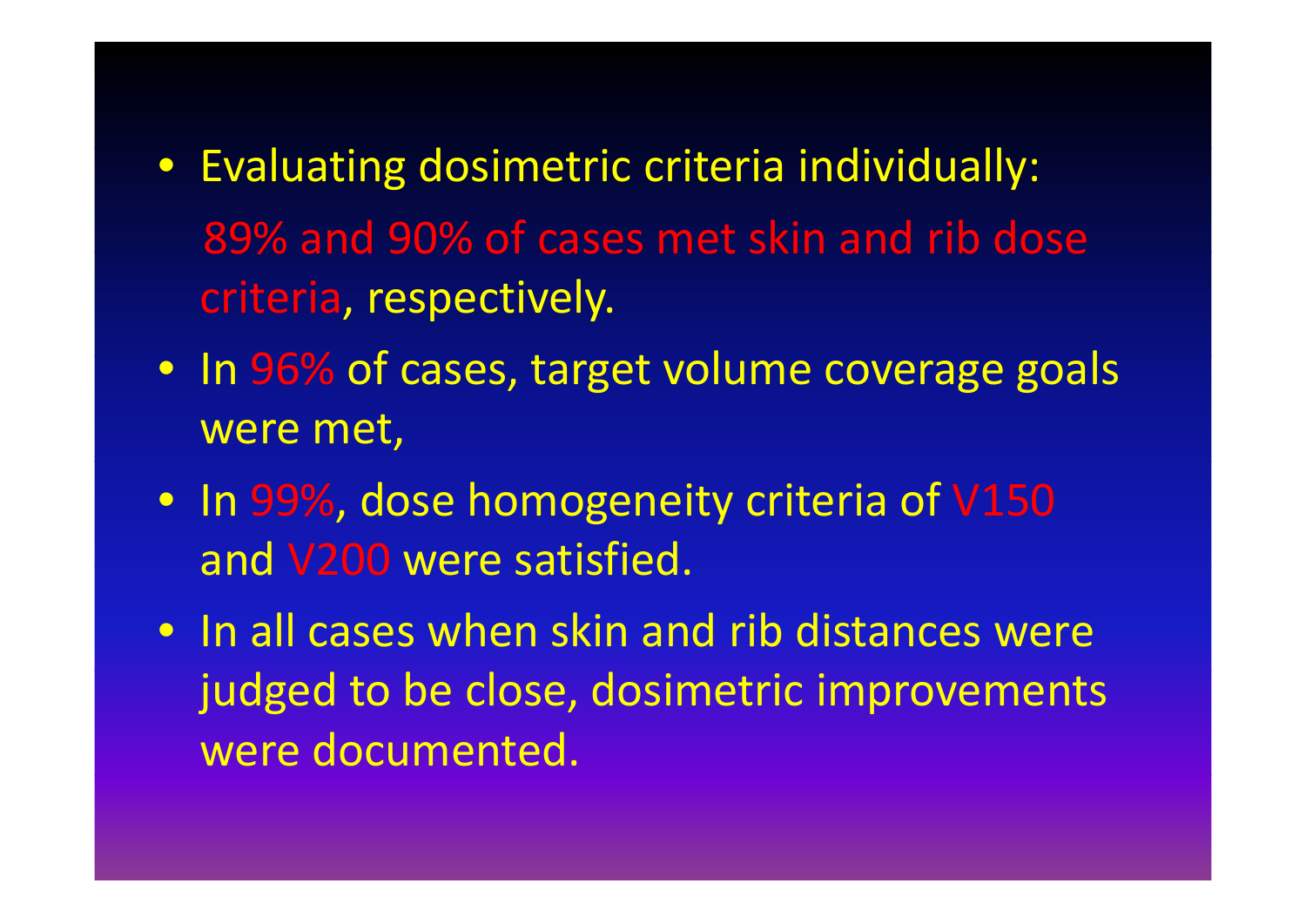- Evaluating dosimetric criteria individually:
  89% and 90% of cases met skin and rib dose criteria, respectively.
- In 96% of cases, target volume coverage goals were met,
- In 99%, dose homogeneity criteria of V150 and V200 were satisfied.
- In all cases when skin and rib distances were judged to be close, dosimetric improvements were documented.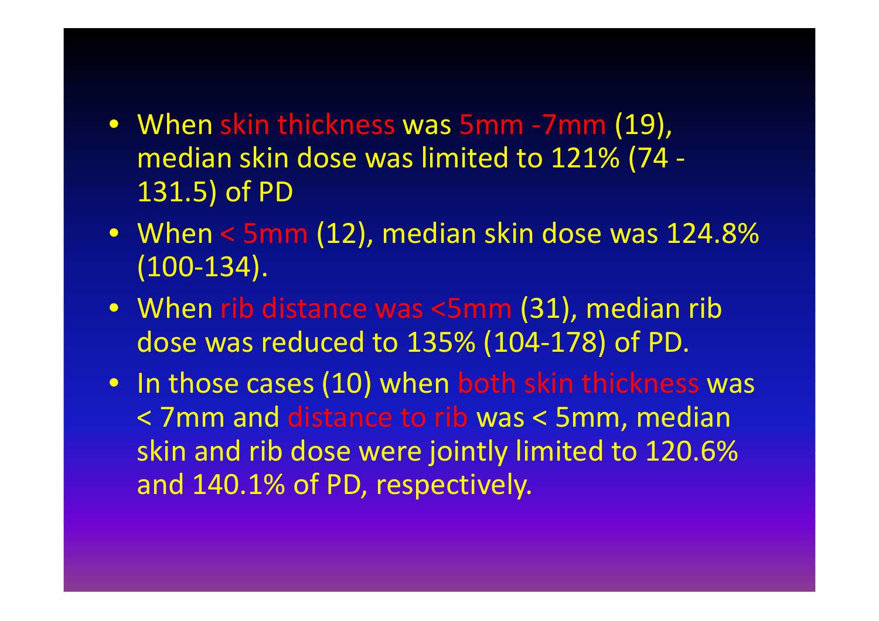- When skin thickness was 5mm -7mm (19), median skin dose was limited to 121% (74 - 131.5) of PD
- When < 5mm (12), median skin dose was 124.8% (100-134).
- When rib distance was <5mm (31), median rib dose was reduced to 135% (104-178) of PD.
- In those cases (10) when both skin thickness was < 7mm and distance to rib was < 5mm, median skin and rib dose were jointly limited to 120.6% and 140.1% of PD, respectively.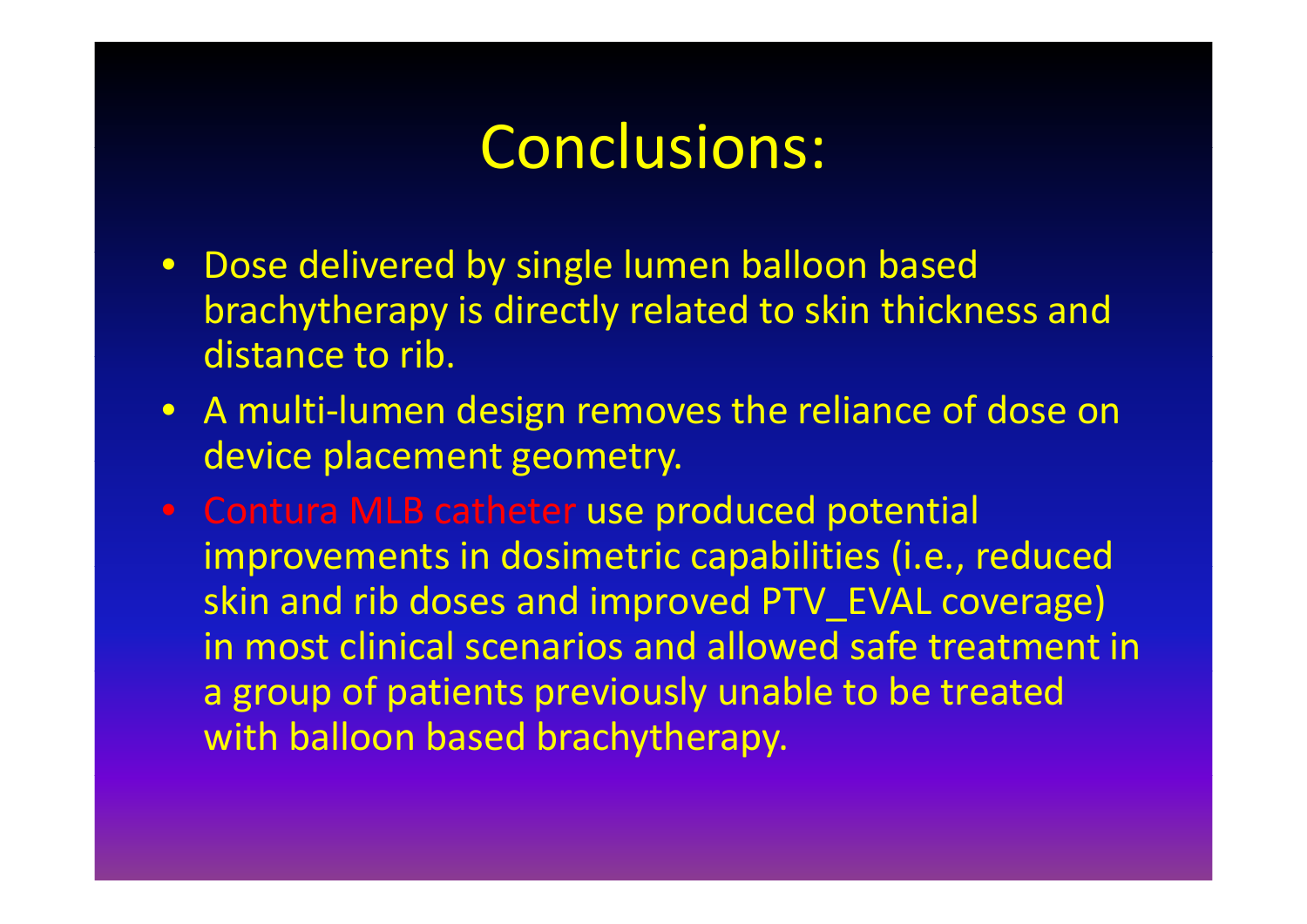# Conclusions:

- Dose delivered by single lumen balloon based brachytherapy is directly related to skin thickness and distance to rib.
- A multi-lumen design removes the reliance of dose on device placement geometry.
- Contura MLB catheter use produced potential improvements in dosimetric capabilities (i.e., reduced skin and rib doses and improved PTV_EVAL coverage) in most clinical scenarios and allowed safe treatment in a group of patients previously unable to be treated with balloon based brachytherapy.